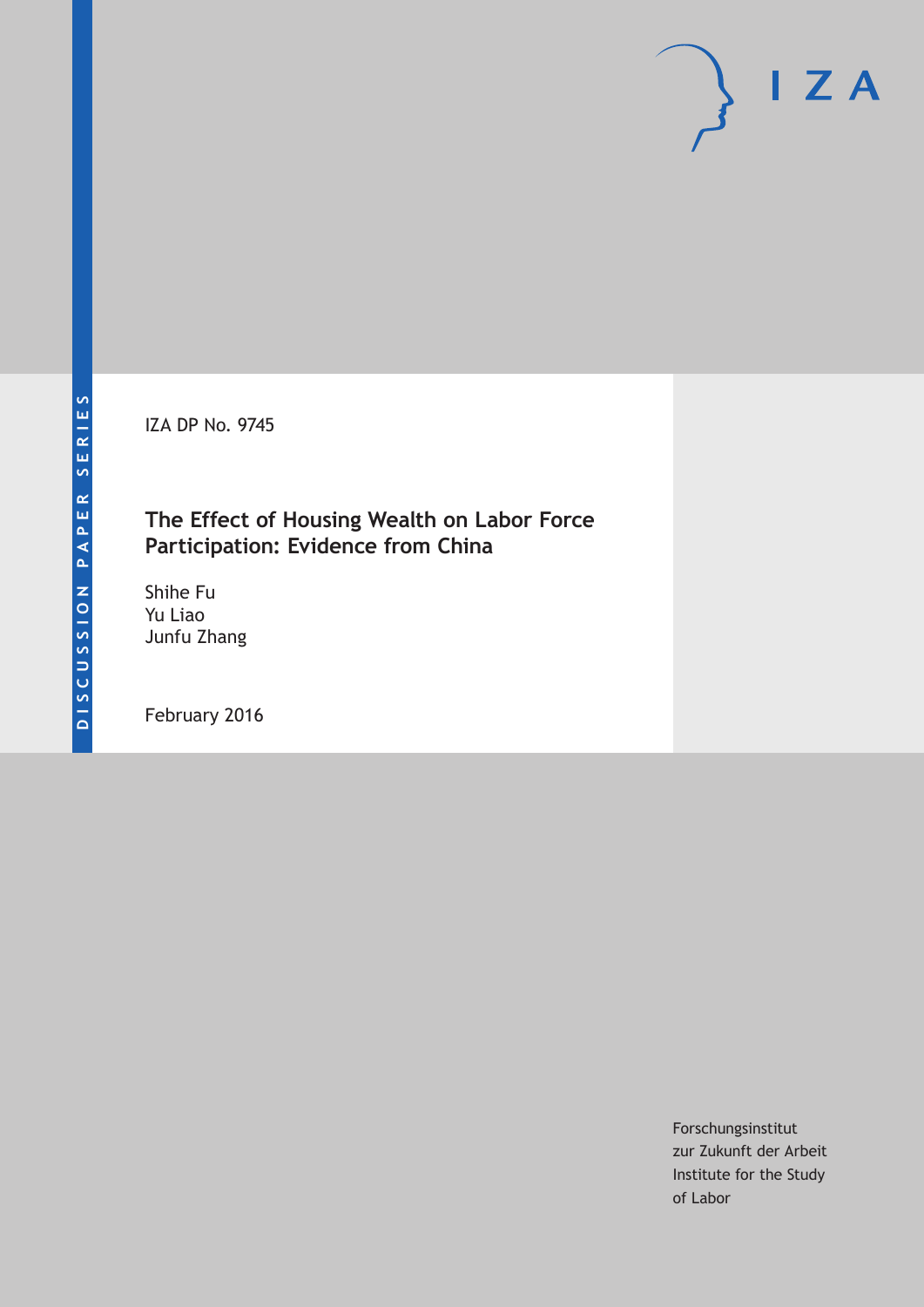DISCUSSION PAPER SERIES

IZA DP No. 9745

# The Effect of Housing Wealth on Labor Force Participation: Evidence from China

Shihe Fu
Yu Liao
Junfu Zhang

February 2016

Forschungsinstitut
zur Zukunft der Arbeit
Institute for the Study
of Labor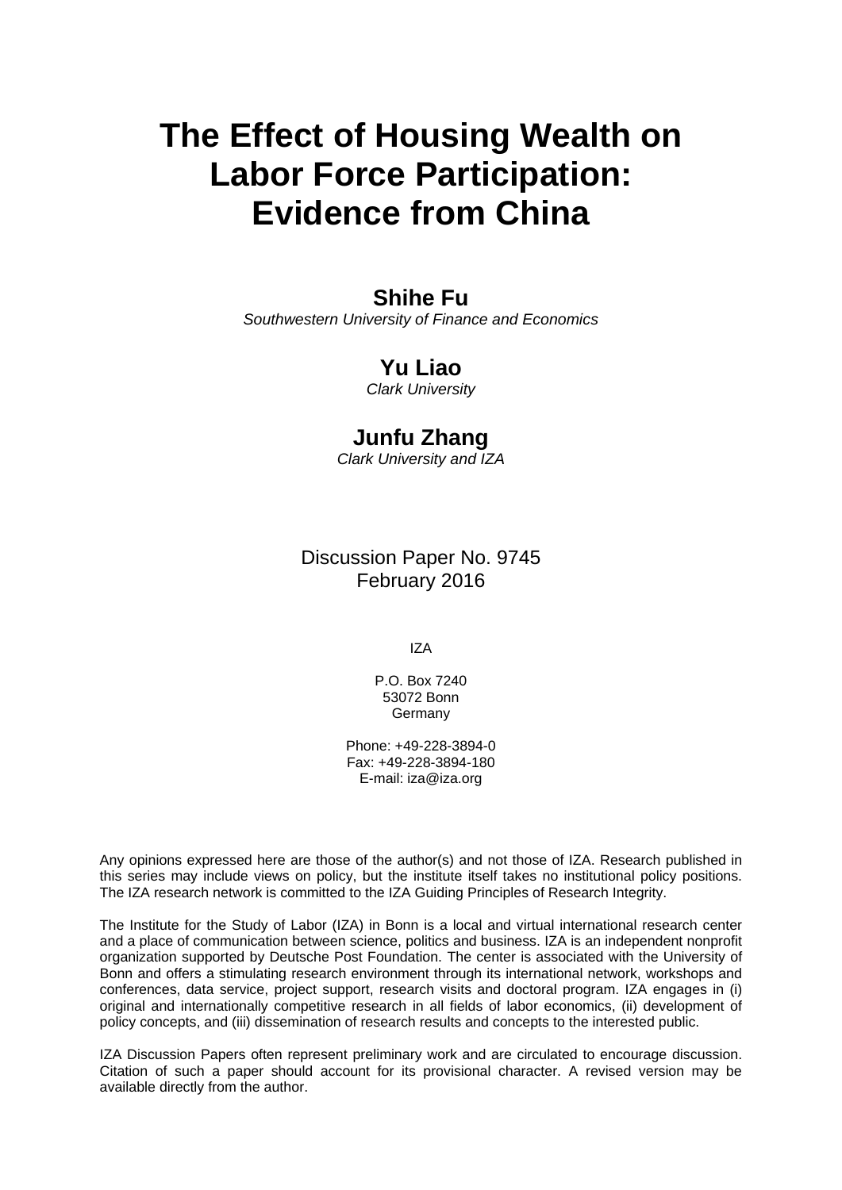# The Effect of Housing Wealth on Labor Force Participation: Evidence from China

**Shihe Fu**
*Southwestern University of Finance and Economics*

**Yu Liao**
*Clark University*

**Junfu Zhang**
*Clark University and IZA*

Discussion Paper No. 9745
February 2016

IZA

P.O. Box 7240
53072 Bonn
Germany

Phone: +49-228-3894-0
Fax: +49-228-3894-180
E-mail: iza@iza.org

Any opinions expressed here are those of the author(s) and not those of IZA. Research published in this series may include views on policy, but the institute itself takes no institutional policy positions. The IZA research network is committed to the IZA Guiding Principles of Research Integrity.

The Institute for the Study of Labor (IZA) in Bonn is a local and virtual international research center and a place of communication between science, politics and business. IZA is an independent nonprofit organization supported by Deutsche Post Foundation. The center is associated with the University of Bonn and offers a stimulating research environment through its international network, workshops and conferences, data service, project support, research visits and doctoral program. IZA engages in (i) original and internationally competitive research in all fields of labor economics, (ii) development of policy concepts, and (iii) dissemination of research results and concepts to the interested public.

IZA Discussion Papers often represent preliminary work and are circulated to encourage discussion. Citation of such a paper should account for its provisional character. A revised version may be available directly from the author.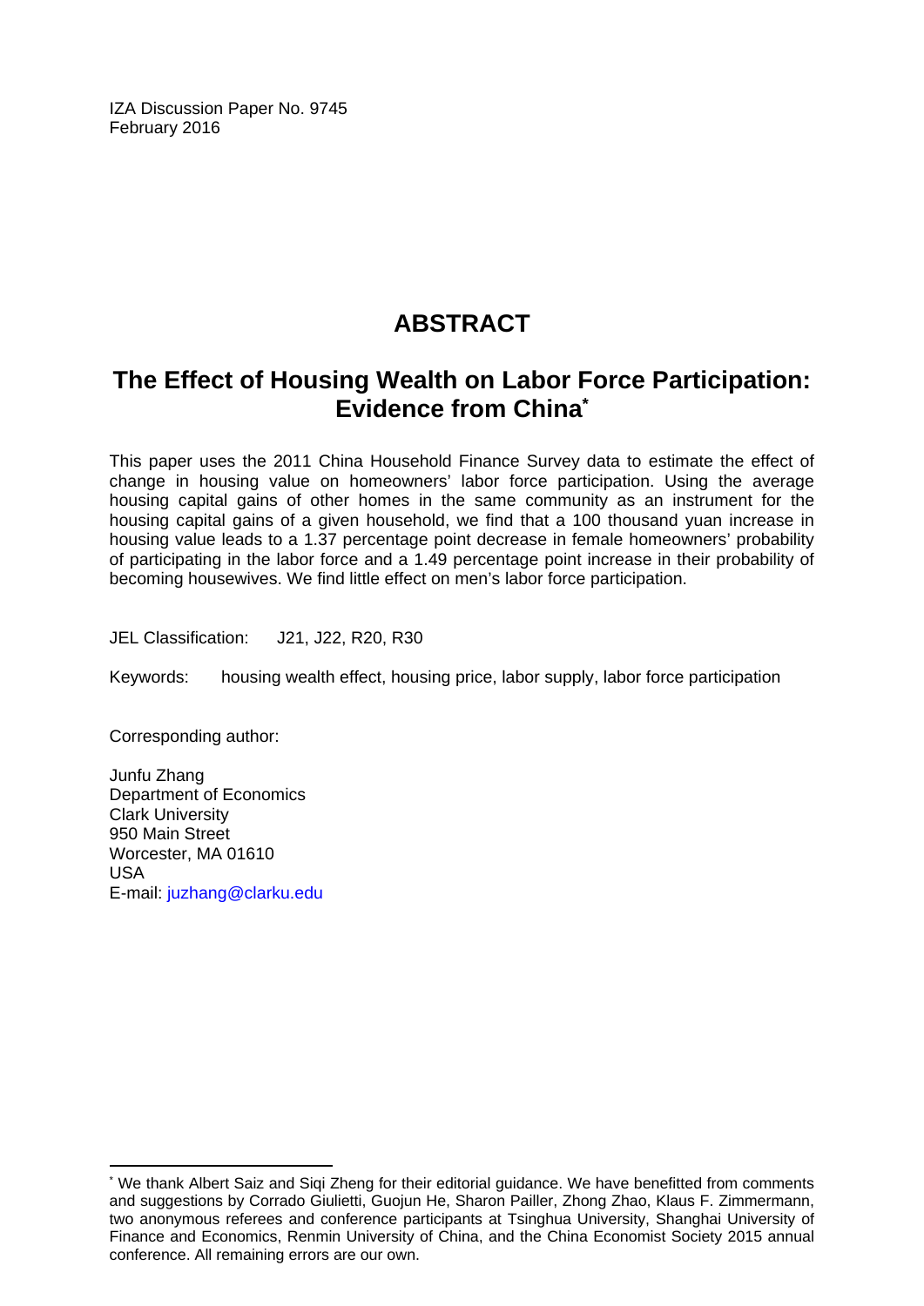IZA Discussion Paper No. 9745
February 2016

# ABSTRACT

## The Effect of Housing Wealth on Labor Force Participation: Evidence from China*

This paper uses the 2011 China Household Finance Survey data to estimate the effect of change in housing value on homeowners' labor force participation. Using the average housing capital gains of other homes in the same community as an instrument for the housing capital gains of a given household, we find that a 100 thousand yuan increase in housing value leads to a 1.37 percentage point decrease in female homeowners' probability of participating in the labor force and a 1.49 percentage point increase in their probability of becoming housewives. We find little effect on men's labor force participation.

JEL Classification: J21, J22, R20, R30

Keywords: housing wealth effect, housing price, labor supply, labor force participation

Corresponding author:

Junfu Zhang
Department of Economics
Clark University
950 Main Street
Worcester, MA 01610
USA
E-mail: juzhang@clarku.edu

---

* We thank Albert Saiz and Siqi Zheng for their editorial guidance. We have benefitted from comments and suggestions by Corrado Giulietti, Guojun He, Sharon Pailler, Zhong Zhao, Klaus F. Zimmermann, two anonymous referees and conference participants at Tsinghua University, Shanghai University of Finance and Economics, Renmin University of China, and the China Economist Society 2015 annual conference. All remaining errors are our own.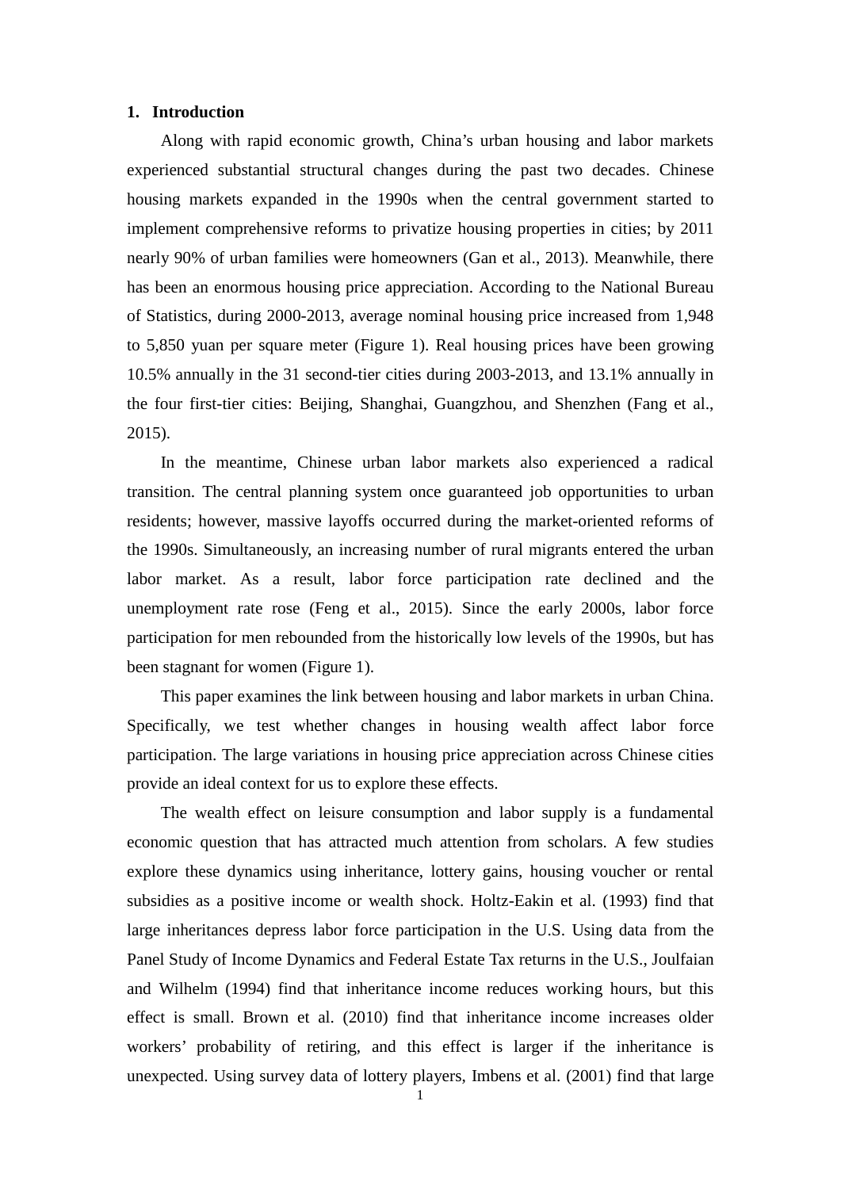## 1. Introduction

Along with rapid economic growth, China's urban housing and labor markets experienced substantial structural changes during the past two decades. Chinese housing markets expanded in the 1990s when the central government started to implement comprehensive reforms to privatize housing properties in cities; by 2011 nearly 90% of urban families were homeowners (Gan et al., 2013). Meanwhile, there has been an enormous housing price appreciation. According to the National Bureau of Statistics, during 2000-2013, average nominal housing price increased from 1,948 to 5,850 yuan per square meter (Figure 1). Real housing prices have been growing 10.5% annually in the 31 second-tier cities during 2003-2013, and 13.1% annually in the four first-tier cities: Beijing, Shanghai, Guangzhou, and Shenzhen (Fang et al., 2015).

In the meantime, Chinese urban labor markets also experienced a radical transition. The central planning system once guaranteed job opportunities to urban residents; however, massive layoffs occurred during the market-oriented reforms of the 1990s. Simultaneously, an increasing number of rural migrants entered the urban labor market. As a result, labor force participation rate declined and the unemployment rate rose (Feng et al., 2015). Since the early 2000s, labor force participation for men rebounded from the historically low levels of the 1990s, but has been stagnant for women (Figure 1).

This paper examines the link between housing and labor markets in urban China. Specifically, we test whether changes in housing wealth affect labor force participation. The large variations in housing price appreciation across Chinese cities provide an ideal context for us to explore these effects.

The wealth effect on leisure consumption and labor supply is a fundamental economic question that has attracted much attention from scholars. A few studies explore these dynamics using inheritance, lottery gains, housing voucher or rental subsidies as a positive income or wealth shock. Holtz-Eakin et al. (1993) find that large inheritances depress labor force participation in the U.S. Using data from the Panel Study of Income Dynamics and Federal Estate Tax returns in the U.S., Joulfaian and Wilhelm (1994) find that inheritance income reduces working hours, but this effect is small. Brown et al. (2010) find that inheritance income increases older workers' probability of retiring, and this effect is larger if the inheritance is unexpected. Using survey data of lottery players, Imbens et al. (2001) find that large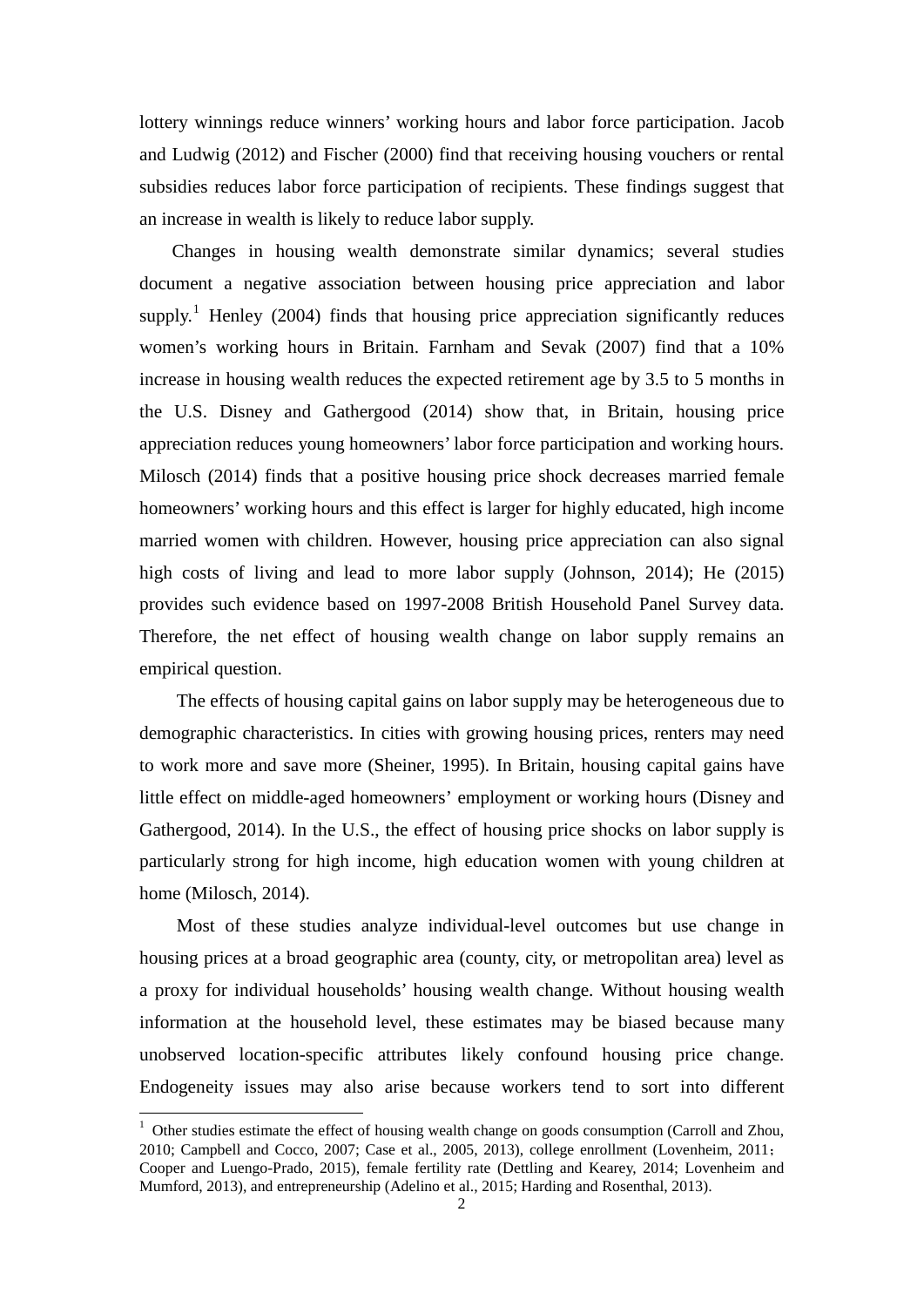lottery winnings reduce winners' working hours and labor force participation. Jacob and Ludwig (2012) and Fischer (2000) find that receiving housing vouchers or rental subsidies reduces labor force participation of recipients. These findings suggest that an increase in wealth is likely to reduce labor supply.

Changes in housing wealth demonstrate similar dynamics; several studies document a negative association between housing price appreciation and labor supply.[1] Henley (2004) finds that housing price appreciation significantly reduces women's working hours in Britain. Farnham and Sevak (2007) find that a 10% increase in housing wealth reduces the expected retirement age by 3.5 to 5 months in the U.S. Disney and Gathergood (2014) show that, in Britain, housing price appreciation reduces young homeowners' labor force participation and working hours. Milosch (2014) finds that a positive housing price shock decreases married female homeowners' working hours and this effect is larger for highly educated, high income married women with children. However, housing price appreciation can also signal high costs of living and lead to more labor supply (Johnson, 2014); He (2015) provides such evidence based on 1997-2008 British Household Panel Survey data. Therefore, the net effect of housing wealth change on labor supply remains an empirical question.

The effects of housing capital gains on labor supply may be heterogeneous due to demographic characteristics. In cities with growing housing prices, renters may need to work more and save more (Sheiner, 1995). In Britain, housing capital gains have little effect on middle-aged homeowners' employment or working hours (Disney and Gathergood, 2014). In the U.S., the effect of housing price shocks on labor supply is particularly strong for high income, high education women with young children at home (Milosch, 2014).

Most of these studies analyze individual-level outcomes but use change in housing prices at a broad geographic area (county, city, or metropolitan area) level as a proxy for individual households' housing wealth change. Without housing wealth information at the household level, these estimates may be biased because many unobserved location-specific attributes likely confound housing price change. Endogeneity issues may also arise because workers tend to sort into different

[1] Other studies estimate the effect of housing wealth change on goods consumption (Carroll and Zhou, 2010; Campbell and Cocco, 2007; Case et al., 2005, 2013), college enrollment (Lovenheim, 2011; Cooper and Luengo-Prado, 2015), female fertility rate (Dettling and Kearey, 2014; Lovenheim and Mumford, 2013), and entrepreneurship (Adelino et al., 2015; Harding and Rosenthal, 2013).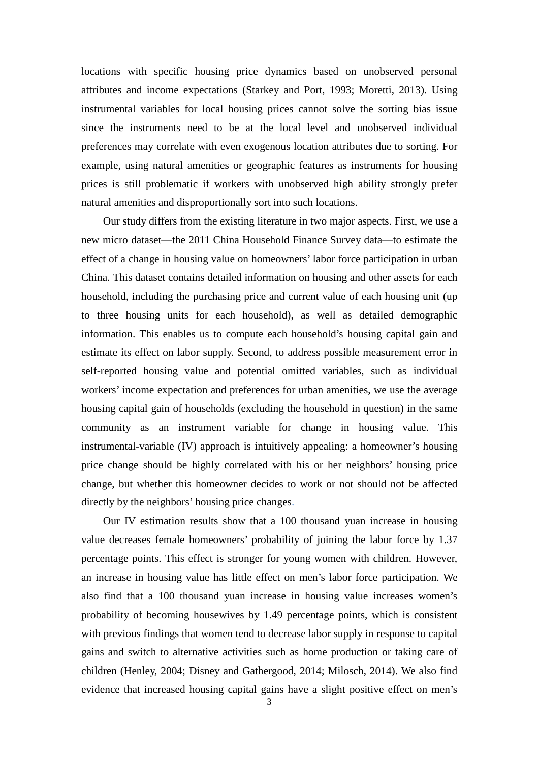locations with specific housing price dynamics based on unobserved personal attributes and income expectations (Starkey and Port, 1993; Moretti, 2013). Using instrumental variables for local housing prices cannot solve the sorting bias issue since the instruments need to be at the local level and unobserved individual preferences may correlate with even exogenous location attributes due to sorting. For example, using natural amenities or geographic features as instruments for housing prices is still problematic if workers with unobserved high ability strongly prefer natural amenities and disproportionally sort into such locations.

Our study differs from the existing literature in two major aspects. First, we use a new micro dataset—the 2011 China Household Finance Survey data—to estimate the effect of a change in housing value on homeowners' labor force participation in urban China. This dataset contains detailed information on housing and other assets for each household, including the purchasing price and current value of each housing unit (up to three housing units for each household), as well as detailed demographic information. This enables us to compute each household's housing capital gain and estimate its effect on labor supply. Second, to address possible measurement error in self-reported housing value and potential omitted variables, such as individual workers' income expectation and preferences for urban amenities, we use the average housing capital gain of households (excluding the household in question) in the same community as an instrument variable for change in housing value. This instrumental-variable (IV) approach is intuitively appealing: a homeowner's housing price change should be highly correlated with his or her neighbors' housing price change, but whether this homeowner decides to work or not should not be affected directly by the neighbors' housing price changes.

Our IV estimation results show that a 100 thousand yuan increase in housing value decreases female homeowners' probability of joining the labor force by 1.37 percentage points. This effect is stronger for young women with children. However, an increase in housing value has little effect on men's labor force participation. We also find that a 100 thousand yuan increase in housing value increases women's probability of becoming housewives by 1.49 percentage points, which is consistent with previous findings that women tend to decrease labor supply in response to capital gains and switch to alternative activities such as home production or taking care of children (Henley, 2004; Disney and Gathergood, 2014; Milosch, 2014). We also find evidence that increased housing capital gains have a slight positive effect on men's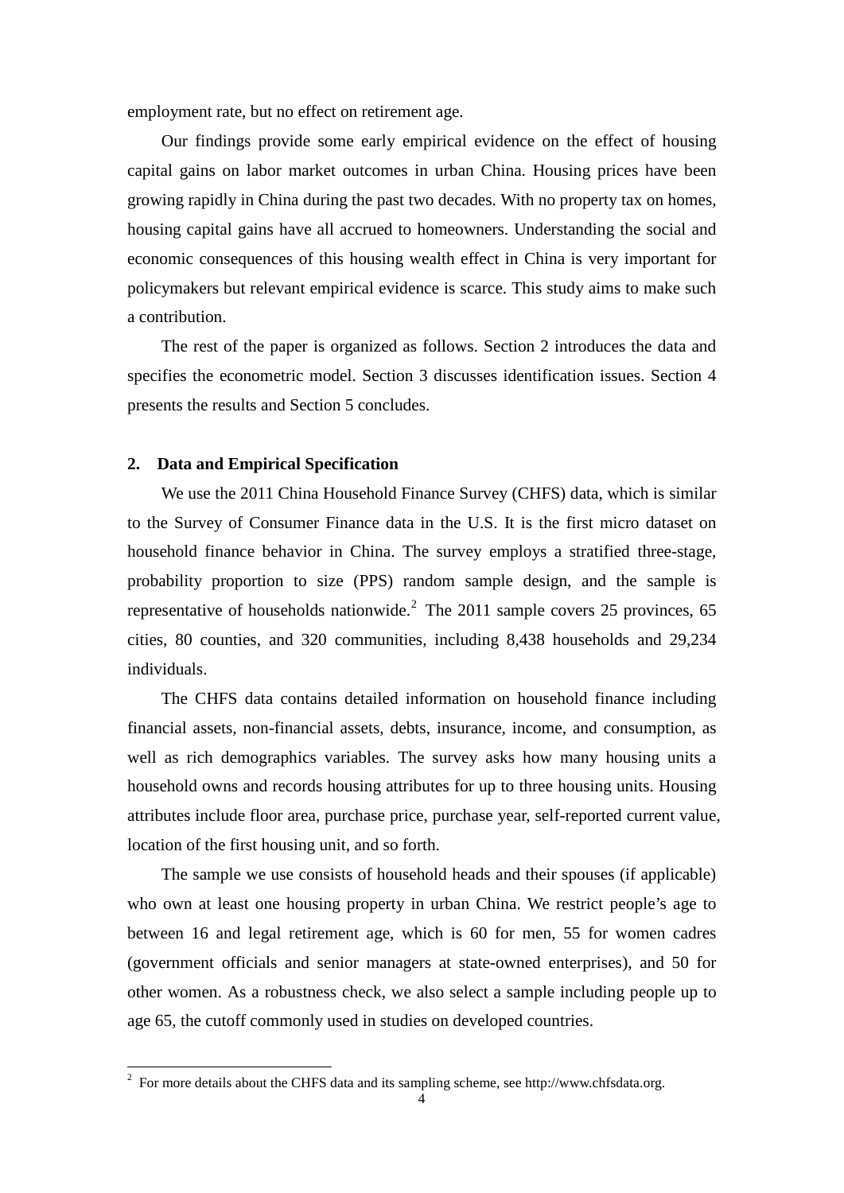employment rate, but no effect on retirement age.

Our findings provide some early empirical evidence on the effect of housing capital gains on labor market outcomes in urban China. Housing prices have been growing rapidly in China during the past two decades. With no property tax on homes, housing capital gains have all accrued to homeowners. Understanding the social and economic consequences of this housing wealth effect in China is very important for policymakers but relevant empirical evidence is scarce. This study aims to make such a contribution.

The rest of the paper is organized as follows. Section 2 introduces the data and specifies the econometric model. Section 3 discusses identification issues. Section 4 presents the results and Section 5 concludes.

## 2. Data and Empirical Specification

We use the 2011 China Household Finance Survey (CHFS) data, which is similar to the Survey of Consumer Finance data in the U.S. It is the first micro dataset on household finance behavior in China. The survey employs a stratified three-stage, probability proportion to size (PPS) random sample design, and the sample is representative of households nationwide.[2] The 2011 sample covers 25 provinces, 65 cities, 80 counties, and 320 communities, including 8,438 households and 29,234 individuals.

The CHFS data contains detailed information on household finance including financial assets, non-financial assets, debts, insurance, income, and consumption, as well as rich demographics variables. The survey asks how many housing units a household owns and records housing attributes for up to three housing units. Housing attributes include floor area, purchase price, purchase year, self-reported current value, location of the first housing unit, and so forth.

The sample we use consists of household heads and their spouses (if applicable) who own at least one housing property in urban China. We restrict people's age to between 16 and legal retirement age, which is 60 for men, 55 for women cadres (government officials and senior managers at state-owned enterprises), and 50 for other women. As a robustness check, we also select a sample including people up to age 65, the cutoff commonly used in studies on developed countries.

[2] For more details about the CHFS data and its sampling scheme, see http://www.chfsdata.org.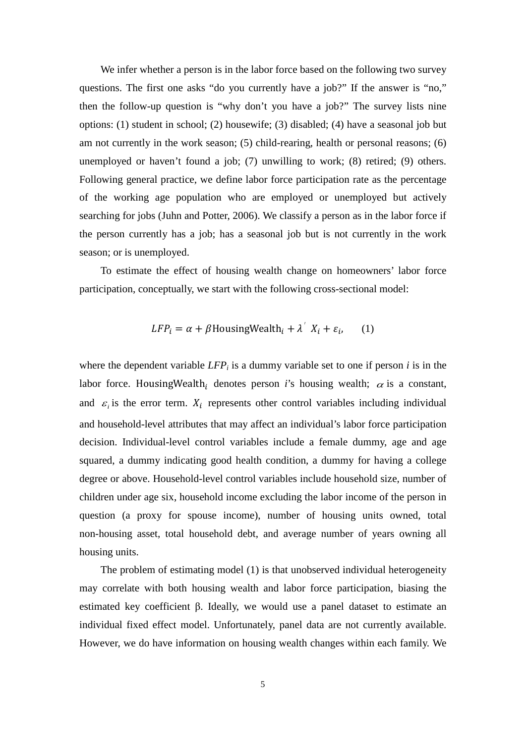We infer whether a person is in the labor force based on the following two survey questions. The first one asks "do you currently have a job?" If the answer is "no," then the follow-up question is "why don't you have a job?" The survey lists nine options: (1) student in school; (2) housewife; (3) disabled; (4) have a seasonal job but am not currently in the work season; (5) child-rearing, health or personal reasons; (6) unemployed or haven't found a job; (7) unwilling to work; (8) retired; (9) others. Following general practice, we define labor force participation rate as the percentage of the working age population who are employed or unemployed but actively searching for jobs (Juhn and Potter, 2006). We classify a person as in the labor force if the person currently has a job; has a seasonal job but is not currently in the work season; or is unemployed.

To estimate the effect of housing wealth change on homeowners' labor force participation, conceptually, we start with the following cross-sectional model:

$$LFP_i = \alpha + \beta \text{HousingWealth}_i + \lambda' X_i + \varepsilon_i, \qquad (1)$$

where the dependent variable $LFP_i$ is a dummy variable set to one if person $i$ is in the labor force. $\text{HousingWealth}_i$ denotes person $i$'s housing wealth; $\alpha$ is a constant, and $\varepsilon_i$ is the error term. $X_i$ represents other control variables including individual and household-level attributes that may affect an individual's labor force participation decision. Individual-level control variables include a female dummy, age and age squared, a dummy indicating good health condition, a dummy for having a college degree or above. Household-level control variables include household size, number of children under age six, household income excluding the labor income of the person in question (a proxy for spouse income), number of housing units owned, total non-housing asset, total household debt, and average number of years owning all housing units.

The problem of estimating model (1) is that unobserved individual heterogeneity may correlate with both housing wealth and labor force participation, biasing the estimated key coefficient β. Ideally, we would use a panel dataset to estimate an individual fixed effect model. Unfortunately, panel data are not currently available. However, we do have information on housing wealth changes within each family. We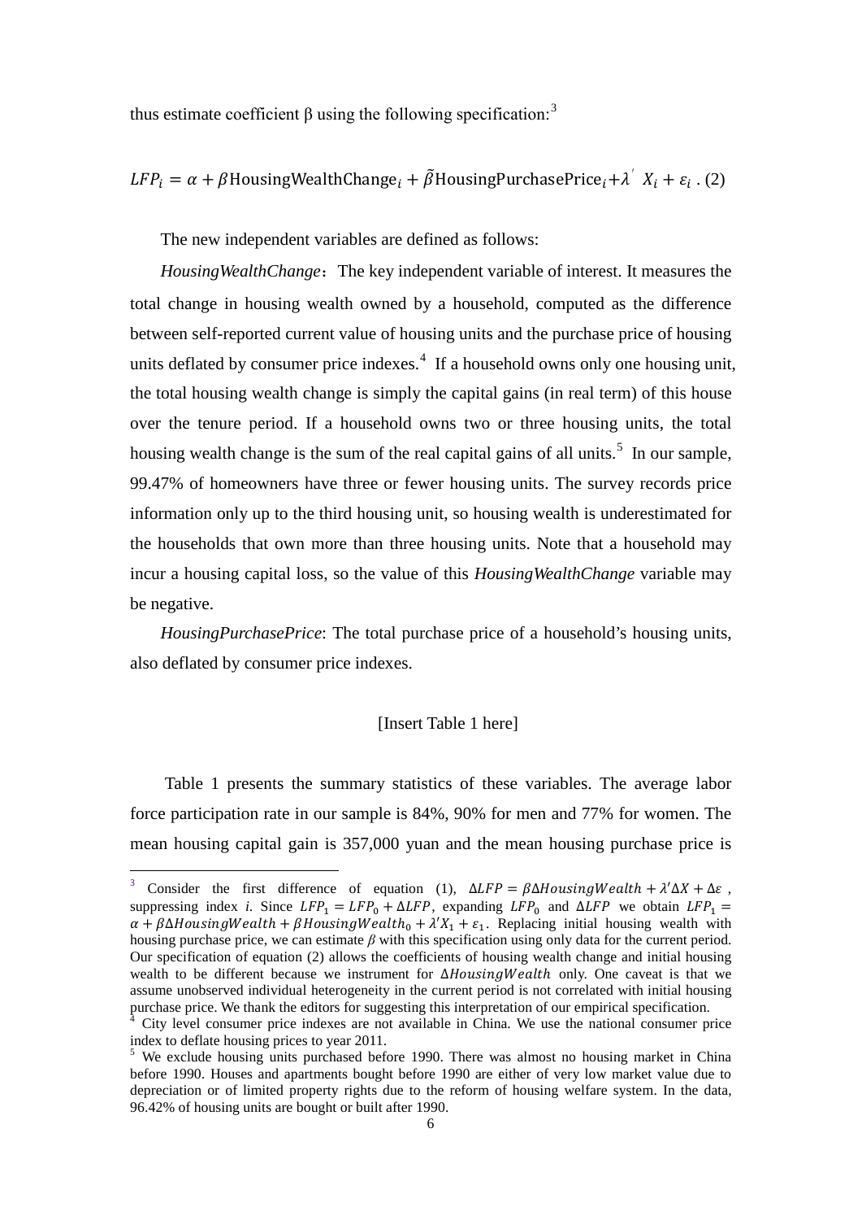thus estimate coefficient β using the following specification:[3]

$$LFP_i = \alpha + \beta \text{HousingWealthChange}_i + \tilde{\beta} \text{HousingPurchasePrice}_i + \lambda' X_i + \varepsilon_i \ . \ (2)$$

The new independent variables are defined as follows:

*HousingWealthChange*：The key independent variable of interest. It measures the total change in housing wealth owned by a household, computed as the difference between self-reported current value of housing units and the purchase price of housing units deflated by consumer price indexes.[4] If a household owns only one housing unit, the total housing wealth change is simply the capital gains (in real term) of this house over the tenure period. If a household owns two or three housing units, the total housing wealth change is the sum of the real capital gains of all units.[5] In our sample, 99.47% of homeowners have three or fewer housing units. The survey records price information only up to the third housing unit, so housing wealth is underestimated for the households that own more than three housing units. Note that a household may incur a housing capital loss, so the value of this *HousingWealthChange* variable may be negative.

*HousingPurchasePrice*: The total purchase price of a household's housing units, also deflated by consumer price indexes.

[Insert Table 1 here]

Table 1 presents the summary statistics of these variables. The average labor force participation rate in our sample is 84%, 90% for men and 77% for women. The mean housing capital gain is 357,000 yuan and the mean housing purchase price is

---

[3] Consider the first difference of equation (1), $\Delta LFP = \beta \Delta HousingWealth + \lambda' \Delta X + \Delta \varepsilon$, suppressing index *i*. Since $LFP_1 = LFP_0 + \Delta LFP$, expanding $LFP_0$ and $\Delta LFP$ we obtain $LFP_1 = \alpha + \beta \Delta HousingWealth + \beta HousingWealth_0 + \lambda' X_1 + \varepsilon_1$. Replacing initial housing wealth with housing purchase price, we can estimate $\beta$ with this specification using only data for the current period. Our specification of equation (2) allows the coefficients of housing wealth change and initial housing wealth to be different because we instrument for $\Delta HousingWealth$ only. One caveat is that we assume unobserved individual heterogeneity in the current period is not correlated with initial housing purchase price. We thank the editors for suggesting this interpretation of our empirical specification.

[4] City level consumer price indexes are not available in China. We use the national consumer price index to deflate housing prices to year 2011.

[5] We exclude housing units purchased before 1990. There was almost no housing market in China before 1990. Houses and apartments bought before 1990 are either of very low market value due to depreciation or of limited property rights due to the reform of housing welfare system. In the data, 96.42% of housing units are bought or built after 1990.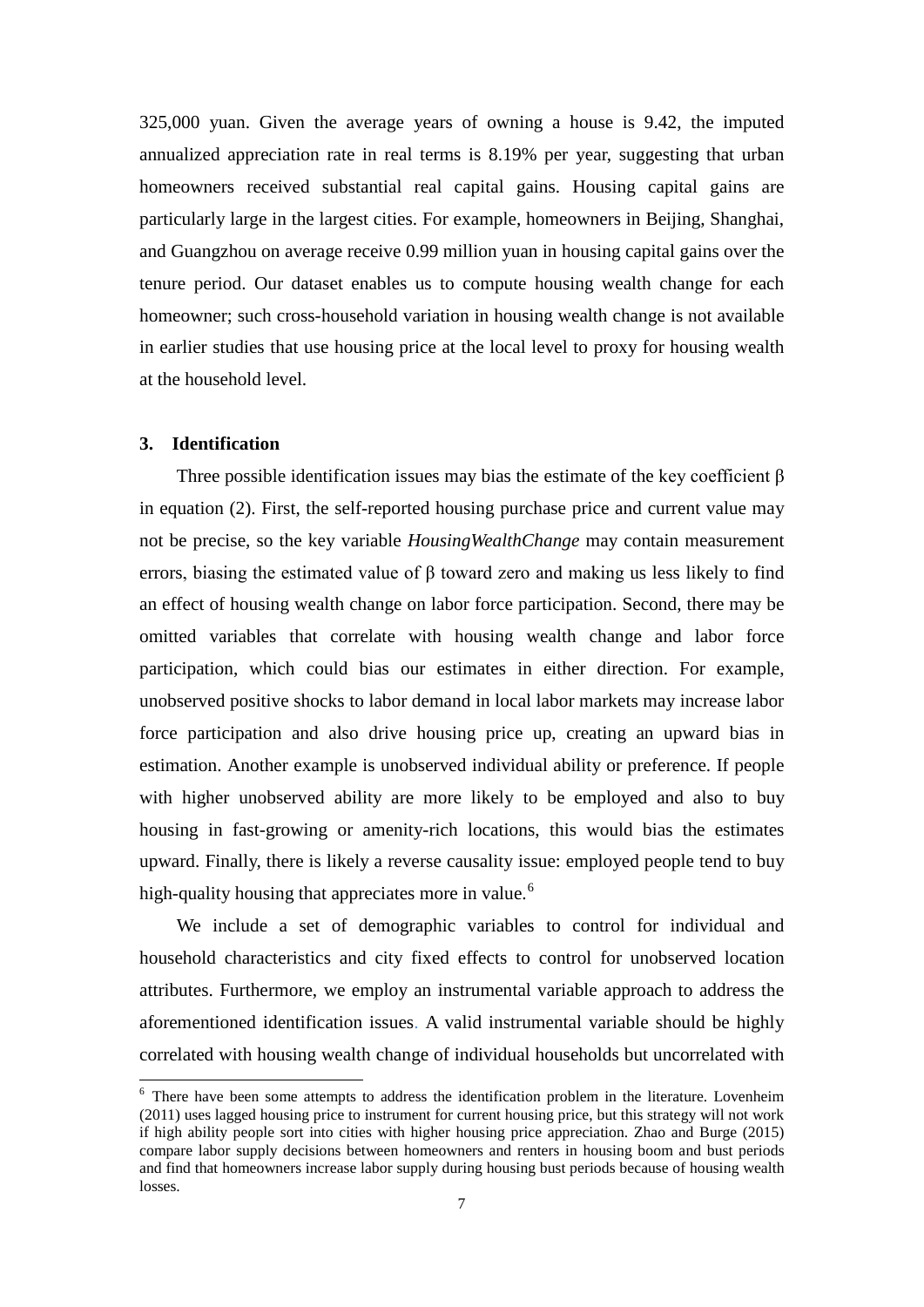325,000 yuan. Given the average years of owning a house is 9.42, the imputed annualized appreciation rate in real terms is 8.19% per year, suggesting that urban homeowners received substantial real capital gains. Housing capital gains are particularly large in the largest cities. For example, homeowners in Beijing, Shanghai, and Guangzhou on average receive 0.99 million yuan in housing capital gains over the tenure period. Our dataset enables us to compute housing wealth change for each homeowner; such cross-household variation in housing wealth change is not available in earlier studies that use housing price at the local level to proxy for housing wealth at the household level.

## 3. Identification

Three possible identification issues may bias the estimate of the key coefficient β in equation (2). First, the self-reported housing purchase price and current value may not be precise, so the key variable *HousingWealthChange* may contain measurement errors, biasing the estimated value of β toward zero and making us less likely to find an effect of housing wealth change on labor force participation. Second, there may be omitted variables that correlate with housing wealth change and labor force participation, which could bias our estimates in either direction. For example, unobserved positive shocks to labor demand in local labor markets may increase labor force participation and also drive housing price up, creating an upward bias in estimation. Another example is unobserved individual ability or preference. If people with higher unobserved ability are more likely to be employed and also to buy housing in fast-growing or amenity-rich locations, this would bias the estimates upward. Finally, there is likely a reverse causality issue: employed people tend to buy high-quality housing that appreciates more in value.[6]

We include a set of demographic variables to control for individual and household characteristics and city fixed effects to control for unobserved location attributes. Furthermore, we employ an instrumental variable approach to address the aforementioned identification issues. A valid instrumental variable should be highly correlated with housing wealth change of individual households but uncorrelated with

[6] There have been some attempts to address the identification problem in the literature. Lovenheim (2011) uses lagged housing price to instrument for current housing price, but this strategy will not work if high ability people sort into cities with higher housing price appreciation. Zhao and Burge (2015) compare labor supply decisions between homeowners and renters in housing boom and bust periods and find that homeowners increase labor supply during housing bust periods because of housing wealth losses.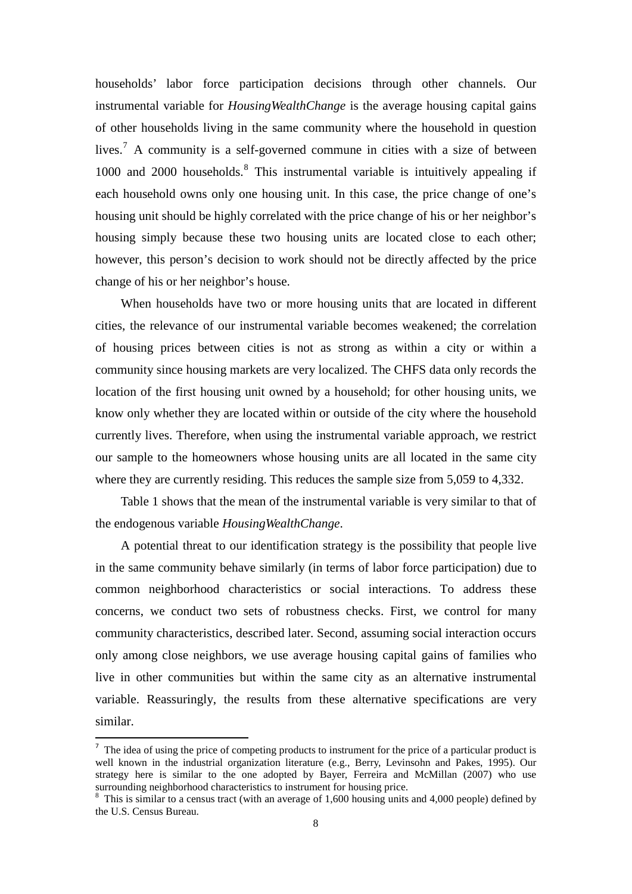households' labor force participation decisions through other channels. Our instrumental variable for *HousingWealthChange* is the average housing capital gains of other households living in the same community where the household in question lives.[7] A community is a self-governed commune in cities with a size of between 1000 and 2000 households.[8] This instrumental variable is intuitively appealing if each household owns only one housing unit. In this case, the price change of one's housing unit should be highly correlated with the price change of his or her neighbor's housing simply because these two housing units are located close to each other; however, this person's decision to work should not be directly affected by the price change of his or her neighbor's house.

When households have two or more housing units that are located in different cities, the relevance of our instrumental variable becomes weakened; the correlation of housing prices between cities is not as strong as within a city or within a community since housing markets are very localized. The CHFS data only records the location of the first housing unit owned by a household; for other housing units, we know only whether they are located within or outside of the city where the household currently lives. Therefore, when using the instrumental variable approach, we restrict our sample to the homeowners whose housing units are all located in the same city where they are currently residing. This reduces the sample size from 5,059 to 4,332.

Table 1 shows that the mean of the instrumental variable is very similar to that of the endogenous variable *HousingWealthChange*.

A potential threat to our identification strategy is the possibility that people live in the same community behave similarly (in terms of labor force participation) due to common neighborhood characteristics or social interactions. To address these concerns, we conduct two sets of robustness checks. First, we control for many community characteristics, described later. Second, assuming social interaction occurs only among close neighbors, we use average housing capital gains of families who live in other communities but within the same city as an alternative instrumental variable. Reassuringly, the results from these alternative specifications are very similar.

[7] The idea of using the price of competing products to instrument for the price of a particular product is well known in the industrial organization literature (e.g., Berry, Levinsohn and Pakes, 1995). Our strategy here is similar to the one adopted by Bayer, Ferreira and McMillan (2007) who use surrounding neighborhood characteristics to instrument for housing price.

[8] This is similar to a census tract (with an average of 1,600 housing units and 4,000 people) defined by the U.S. Census Bureau.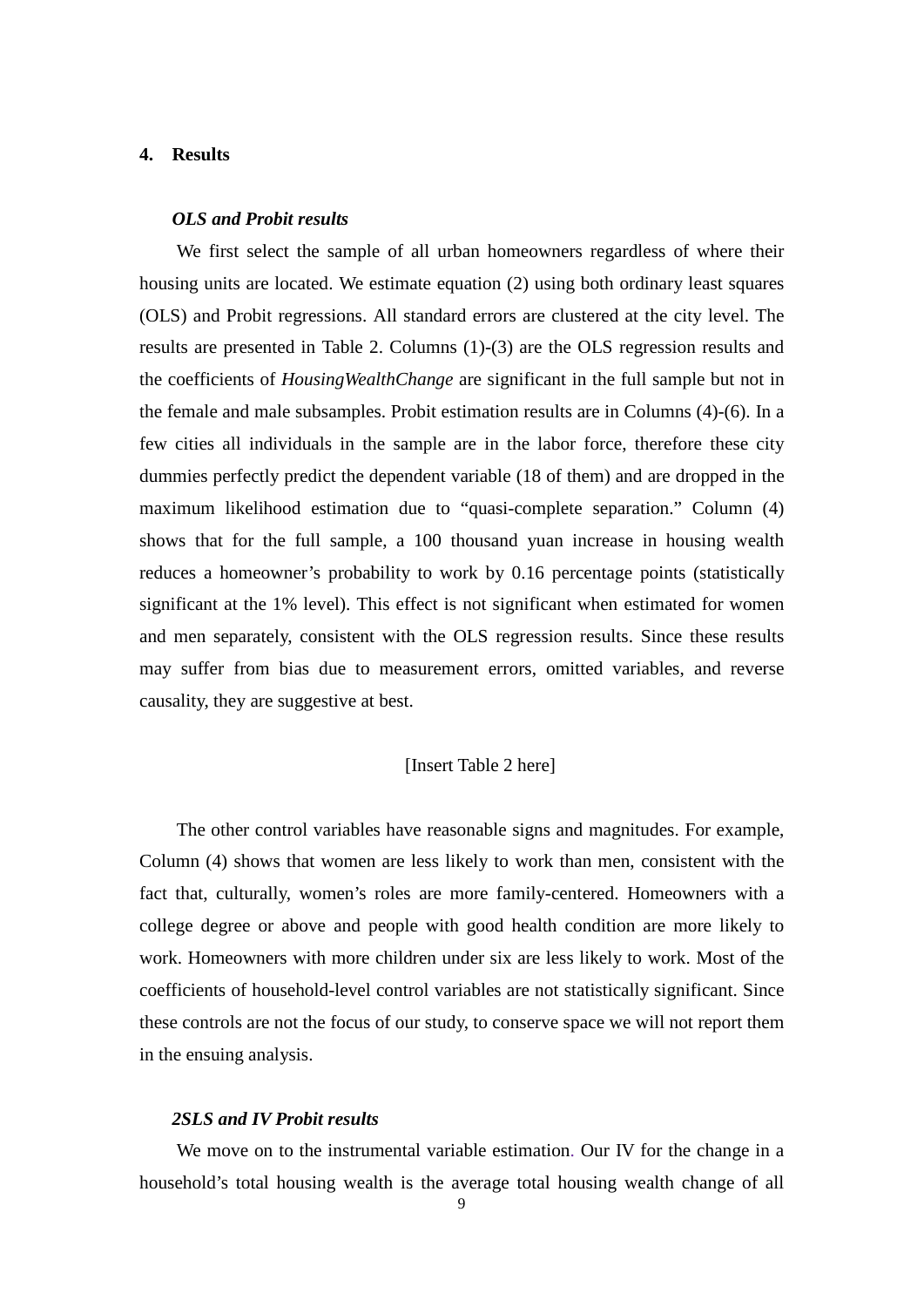## 4. Results

### *OLS and Probit results*

We first select the sample of all urban homeowners regardless of where their housing units are located. We estimate equation (2) using both ordinary least squares (OLS) and Probit regressions. All standard errors are clustered at the city level. The results are presented in Table 2. Columns (1)-(3) are the OLS regression results and the coefficients of *HousingWealthChange* are significant in the full sample but not in the female and male subsamples. Probit estimation results are in Columns (4)-(6). In a few cities all individuals in the sample are in the labor force, therefore these city dummies perfectly predict the dependent variable (18 of them) and are dropped in the maximum likelihood estimation due to "quasi-complete separation." Column (4) shows that for the full sample, a 100 thousand yuan increase in housing wealth reduces a homeowner's probability to work by 0.16 percentage points (statistically significant at the 1% level). This effect is not significant when estimated for women and men separately, consistent with the OLS regression results. Since these results may suffer from bias due to measurement errors, omitted variables, and reverse causality, they are suggestive at best.

[Insert Table 2 here]

The other control variables have reasonable signs and magnitudes. For example, Column (4) shows that women are less likely to work than men, consistent with the fact that, culturally, women's roles are more family-centered. Homeowners with a college degree or above and people with good health condition are more likely to work. Homeowners with more children under six are less likely to work. Most of the coefficients of household-level control variables are not statistically significant. Since these controls are not the focus of our study, to conserve space we will not report them in the ensuing analysis.

### *2SLS and IV Probit results*

We move on to the instrumental variable estimation. Our IV for the change in a household's total housing wealth is the average total housing wealth change of all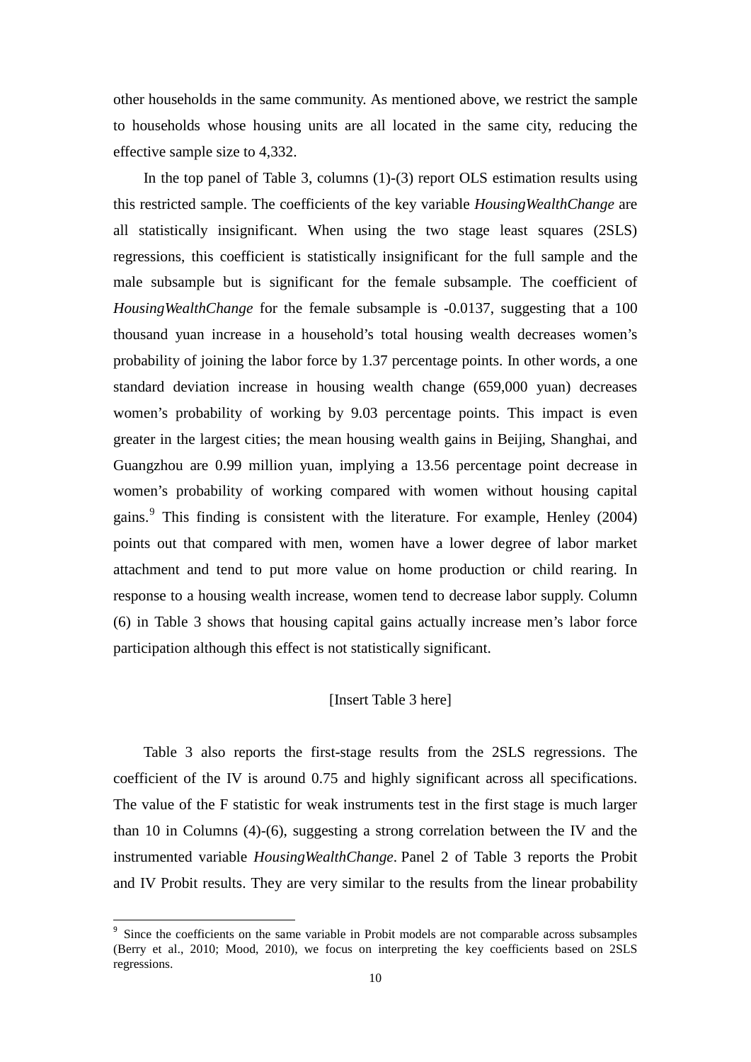other households in the same community. As mentioned above, we restrict the sample to households whose housing units are all located in the same city, reducing the effective sample size to 4,332.

In the top panel of Table 3, columns (1)-(3) report OLS estimation results using this restricted sample. The coefficients of the key variable *HousingWealthChange* are all statistically insignificant. When using the two stage least squares (2SLS) regressions, this coefficient is statistically insignificant for the full sample and the male subsample but is significant for the female subsample. The coefficient of *HousingWealthChange* for the female subsample is -0.0137, suggesting that a 100 thousand yuan increase in a household's total housing wealth decreases women's probability of joining the labor force by 1.37 percentage points. In other words, a one standard deviation increase in housing wealth change (659,000 yuan) decreases women's probability of working by 9.03 percentage points. This impact is even greater in the largest cities; the mean housing wealth gains in Beijing, Shanghai, and Guangzhou are 0.99 million yuan, implying a 13.56 percentage point decrease in women's probability of working compared with women without housing capital gains.[9] This finding is consistent with the literature. For example, Henley (2004) points out that compared with men, women have a lower degree of labor market attachment and tend to put more value on home production or child rearing. In response to a housing wealth increase, women tend to decrease labor supply. Column (6) in Table 3 shows that housing capital gains actually increase men's labor force participation although this effect is not statistically significant.

[Insert Table 3 here]

Table 3 also reports the first-stage results from the 2SLS regressions. The coefficient of the IV is around 0.75 and highly significant across all specifications. The value of the F statistic for weak instruments test in the first stage is much larger than 10 in Columns (4)-(6), suggesting a strong correlation between the IV and the instrumented variable *HousingWealthChange*. Panel 2 of Table 3 reports the Probit and IV Probit results. They are very similar to the results from the linear probability

[9] Since the coefficients on the same variable in Probit models are not comparable across subsamples (Berry et al., 2010; Mood, 2010), we focus on interpreting the key coefficients based on 2SLS regressions.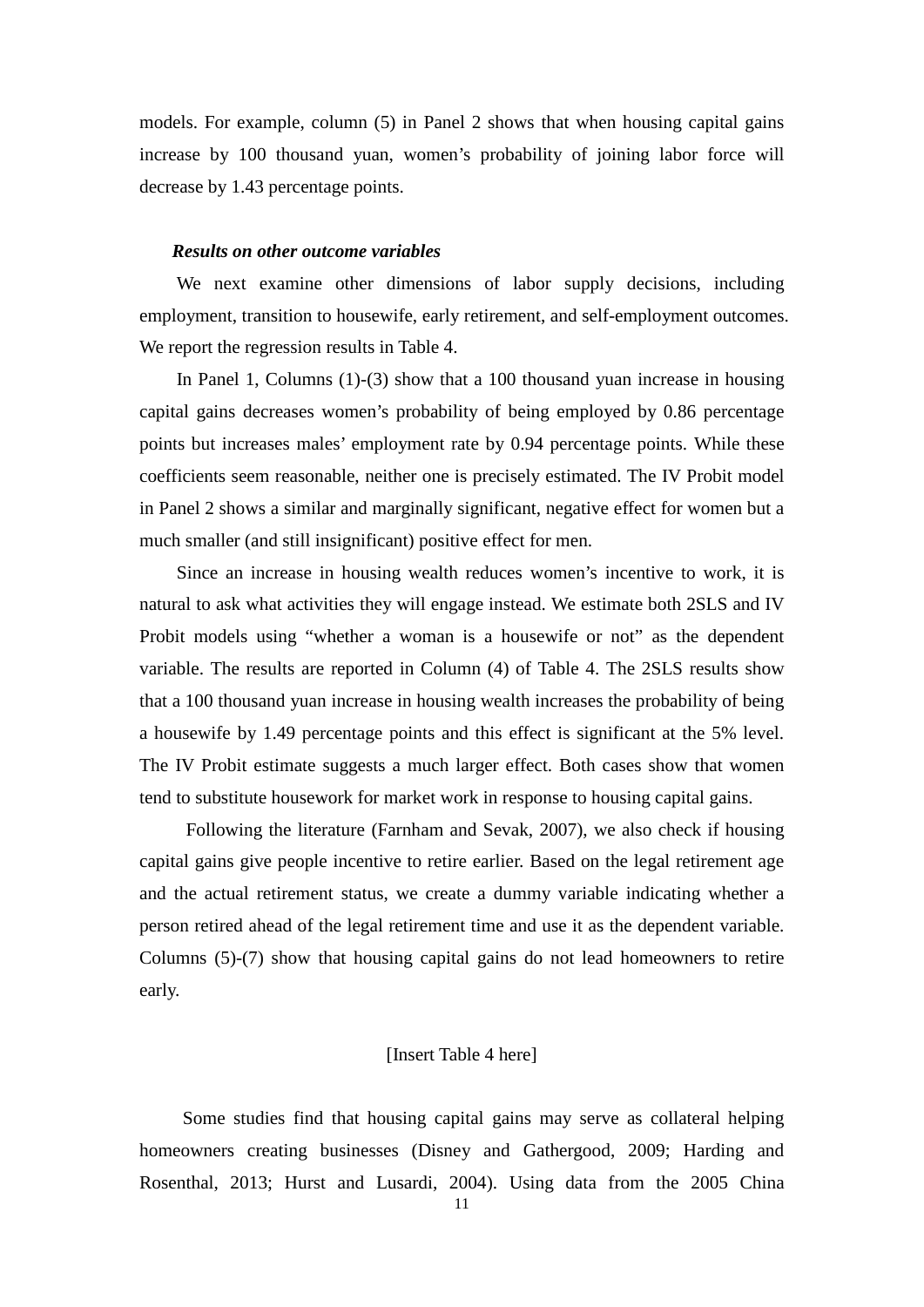models. For example, column (5) in Panel 2 shows that when housing capital gains increase by 100 thousand yuan, women's probability of joining labor force will decrease by 1.43 percentage points.

***Results on other outcome variables***

We next examine other dimensions of labor supply decisions, including employment, transition to housewife, early retirement, and self-employment outcomes. We report the regression results in Table 4.

In Panel 1, Columns (1)-(3) show that a 100 thousand yuan increase in housing capital gains decreases women's probability of being employed by 0.86 percentage points but increases males' employment rate by 0.94 percentage points. While these coefficients seem reasonable, neither one is precisely estimated. The IV Probit model in Panel 2 shows a similar and marginally significant, negative effect for women but a much smaller (and still insignificant) positive effect for men.

Since an increase in housing wealth reduces women's incentive to work, it is natural to ask what activities they will engage instead. We estimate both 2SLS and IV Probit models using "whether a woman is a housewife or not" as the dependent variable. The results are reported in Column (4) of Table 4. The 2SLS results show that a 100 thousand yuan increase in housing wealth increases the probability of being a housewife by 1.49 percentage points and this effect is significant at the 5% level. The IV Probit estimate suggests a much larger effect. Both cases show that women tend to substitute housework for market work in response to housing capital gains.

Following the literature (Farnham and Sevak, 2007), we also check if housing capital gains give people incentive to retire earlier. Based on the legal retirement age and the actual retirement status, we create a dummy variable indicating whether a person retired ahead of the legal retirement time and use it as the dependent variable. Columns (5)-(7) show that housing capital gains do not lead homeowners to retire early.

[Insert Table 4 here]

Some studies find that housing capital gains may serve as collateral helping homeowners creating businesses (Disney and Gathergood, 2009; Harding and Rosenthal, 2013; Hurst and Lusardi, 2004). Using data from the 2005 China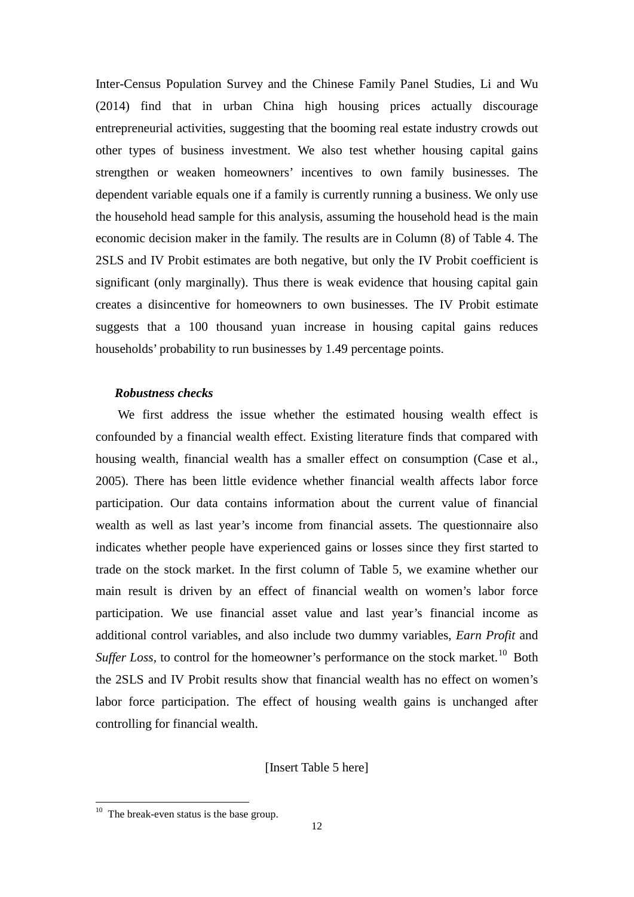Inter-Census Population Survey and the Chinese Family Panel Studies, Li and Wu (2014) find that in urban China high housing prices actually discourage entrepreneurial activities, suggesting that the booming real estate industry crowds out other types of business investment. We also test whether housing capital gains strengthen or weaken homeowners' incentives to own family businesses. The dependent variable equals one if a family is currently running a business. We only use the household head sample for this analysis, assuming the household head is the main economic decision maker in the family. The results are in Column (8) of Table 4. The 2SLS and IV Probit estimates are both negative, but only the IV Probit coefficient is significant (only marginally). Thus there is weak evidence that housing capital gain creates a disincentive for homeowners to own businesses. The IV Probit estimate suggests that a 100 thousand yuan increase in housing capital gains reduces households' probability to run businesses by 1.49 percentage points.

***Robustness checks***

We first address the issue whether the estimated housing wealth effect is confounded by a financial wealth effect. Existing literature finds that compared with housing wealth, financial wealth has a smaller effect on consumption (Case et al., 2005). There has been little evidence whether financial wealth affects labor force participation. Our data contains information about the current value of financial wealth as well as last year's income from financial assets. The questionnaire also indicates whether people have experienced gains or losses since they first started to trade on the stock market. In the first column of Table 5, we examine whether our main result is driven by an effect of financial wealth on women's labor force participation. We use financial asset value and last year's financial income as additional control variables, and also include two dummy variables, *Earn Profit* and *Suffer Loss*, to control for the homeowner's performance on the stock market.[10] Both the 2SLS and IV Probit results show that financial wealth has no effect on women's labor force participation. The effect of housing wealth gains is unchanged after controlling for financial wealth.

[Insert Table 5 here]

[10] The break-even status is the base group.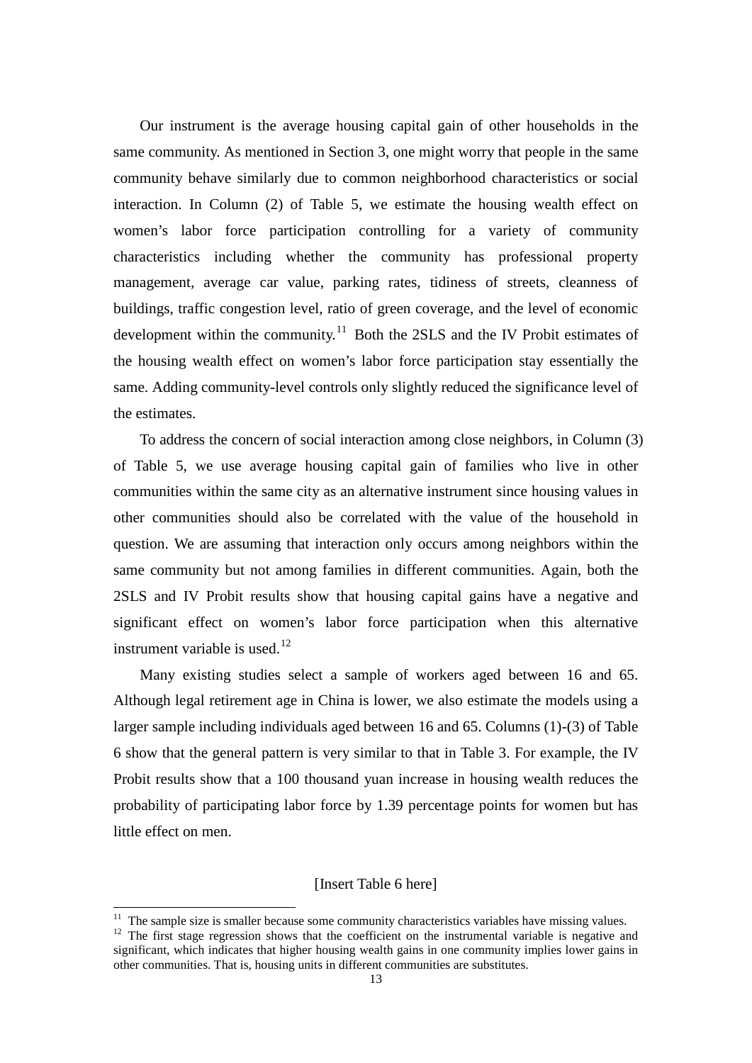Our instrument is the average housing capital gain of other households in the same community. As mentioned in Section 3, one might worry that people in the same community behave similarly due to common neighborhood characteristics or social interaction. In Column (2) of Table 5, we estimate the housing wealth effect on women's labor force participation controlling for a variety of community characteristics including whether the community has professional property management, average car value, parking rates, tidiness of streets, cleanness of buildings, traffic congestion level, ratio of green coverage, and the level of economic development within the community.[11] Both the 2SLS and the IV Probit estimates of the housing wealth effect on women's labor force participation stay essentially the same. Adding community-level controls only slightly reduced the significance level of the estimates.

To address the concern of social interaction among close neighbors, in Column (3) of Table 5, we use average housing capital gain of families who live in other communities within the same city as an alternative instrument since housing values in other communities should also be correlated with the value of the household in question. We are assuming that interaction only occurs among neighbors within the same community but not among families in different communities. Again, both the 2SLS and IV Probit results show that housing capital gains have a negative and significant effect on women's labor force participation when this alternative instrument variable is used.[12]

Many existing studies select a sample of workers aged between 16 and 65. Although legal retirement age in China is lower, we also estimate the models using a larger sample including individuals aged between 16 and 65. Columns (1)-(3) of Table 6 show that the general pattern is very similar to that in Table 3. For example, the IV Probit results show that a 100 thousand yuan increase in housing wealth reduces the probability of participating labor force by 1.39 percentage points for women but has little effect on men.

[Insert Table 6 here]

[11] The sample size is smaller because some community characteristics variables have missing values.

[12] The first stage regression shows that the coefficient on the instrumental variable is negative and significant, which indicates that higher housing wealth gains in one community implies lower gains in other communities. That is, housing units in different communities are substitutes.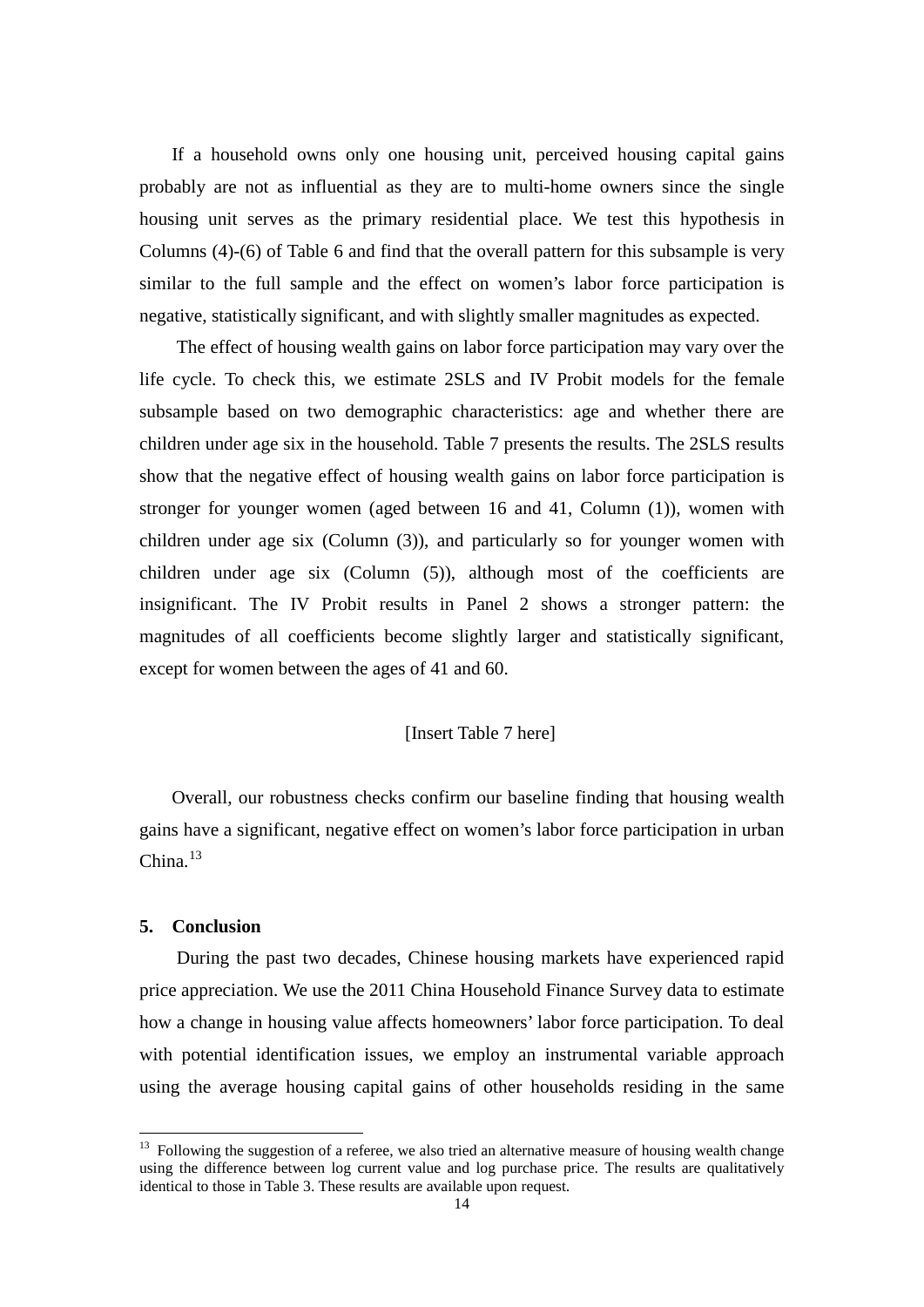If a household owns only one housing unit, perceived housing capital gains probably are not as influential as they are to multi-home owners since the single housing unit serves as the primary residential place. We test this hypothesis in Columns (4)-(6) of Table 6 and find that the overall pattern for this subsample is very similar to the full sample and the effect on women's labor force participation is negative, statistically significant, and with slightly smaller magnitudes as expected.

The effect of housing wealth gains on labor force participation may vary over the life cycle. To check this, we estimate 2SLS and IV Probit models for the female subsample based on two demographic characteristics: age and whether there are children under age six in the household. Table 7 presents the results. The 2SLS results show that the negative effect of housing wealth gains on labor force participation is stronger for younger women (aged between 16 and 41, Column (1)), women with children under age six (Column (3)), and particularly so for younger women with children under age six (Column (5)), although most of the coefficients are insignificant. The IV Probit results in Panel 2 shows a stronger pattern: the magnitudes of all coefficients become slightly larger and statistically significant, except for women between the ages of 41 and 60.

[Insert Table 7 here]

Overall, our robustness checks confirm our baseline finding that housing wealth gains have a significant, negative effect on women's labor force participation in urban China.[13]

## 5. Conclusion

During the past two decades, Chinese housing markets have experienced rapid price appreciation. We use the 2011 China Household Finance Survey data to estimate how a change in housing value affects homeowners' labor force participation. To deal with potential identification issues, we employ an instrumental variable approach using the average housing capital gains of other households residing in the same

[13] Following the suggestion of a referee, we also tried an alternative measure of housing wealth change using the difference between log current value and log purchase price. The results are qualitatively identical to those in Table 3. These results are available upon request.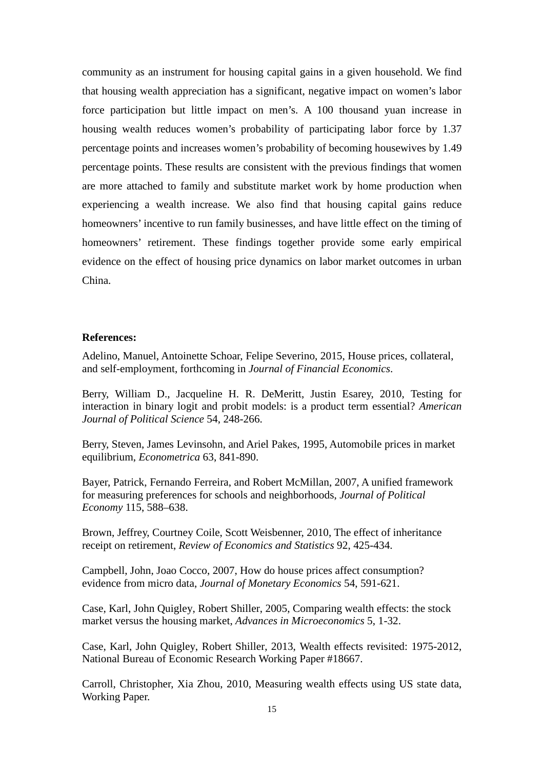community as an instrument for housing capital gains in a given household. We find that housing wealth appreciation has a significant, negative impact on women's labor force participation but little impact on men's. A 100 thousand yuan increase in housing wealth reduces women's probability of participating labor force by 1.37 percentage points and increases women's probability of becoming housewives by 1.49 percentage points. These results are consistent with the previous findings that women are more attached to family and substitute market work by home production when experiencing a wealth increase. We also find that housing capital gains reduce homeowners' incentive to run family businesses, and have little effect on the timing of homeowners' retirement. These findings together provide some early empirical evidence on the effect of housing price dynamics on labor market outcomes in urban China.

**References:**

Adelino, Manuel, Antoinette Schoar, Felipe Severino, 2015, House prices, collateral, and self-employment, forthcoming in *Journal of Financial Economics*.

Berry, William D., Jacqueline H. R. DeMeritt, Justin Esarey, 2010, Testing for interaction in binary logit and probit models: is a product term essential? *American Journal of Political Science* 54, 248-266.

Berry, Steven, James Levinsohn, and Ariel Pakes, 1995, Automobile prices in market equilibrium, *Econometrica* 63, 841-890.

Bayer, Patrick, Fernando Ferreira, and Robert McMillan, 2007, A unified framework for measuring preferences for schools and neighborhoods, *Journal of Political Economy* 115, 588–638.

Brown, Jeffrey, Courtney Coile, Scott Weisbenner, 2010, The effect of inheritance receipt on retirement, *Review of Economics and Statistics* 92, 425-434.

Campbell, John, Joao Cocco, 2007, How do house prices affect consumption? evidence from micro data, *Journal of Monetary Economics* 54, 591-621.

Case, Karl, John Quigley, Robert Shiller, 2005, Comparing wealth effects: the stock market versus the housing market, *Advances in Microeconomics* 5, 1-32.

Case, Karl, John Quigley, Robert Shiller, 2013, Wealth effects revisited: 1975-2012, National Bureau of Economic Research Working Paper #18667.

Carroll, Christopher, Xia Zhou, 2010, Measuring wealth effects using US state data, Working Paper.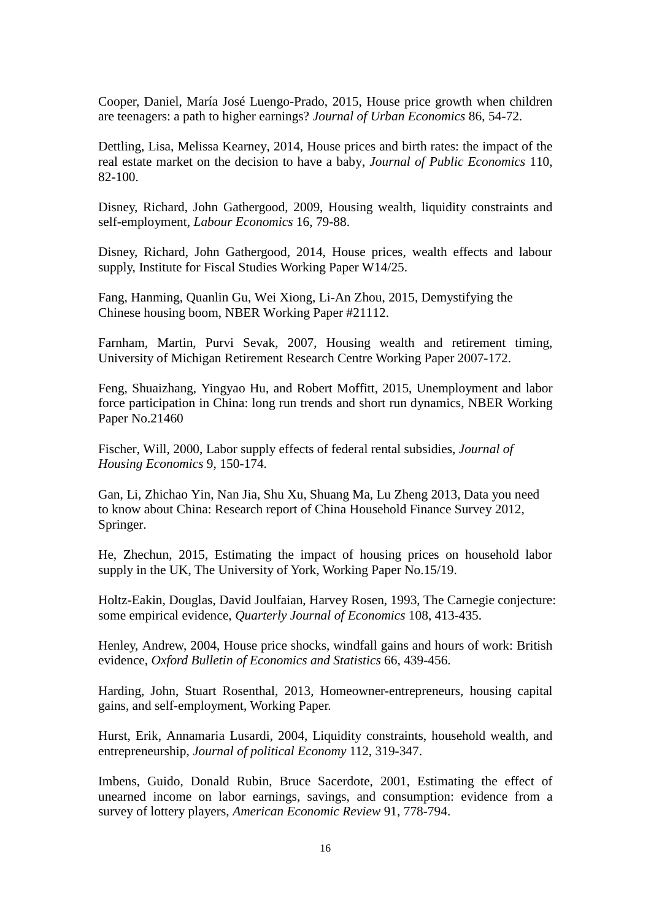Cooper, Daniel, María José Luengo-Prado, 2015, House price growth when children are teenagers: a path to higher earnings? *Journal of Urban Economics* 86, 54-72.

Dettling, Lisa, Melissa Kearney, 2014, House prices and birth rates: the impact of the real estate market on the decision to have a baby, *Journal of Public Economics* 110, 82-100.

Disney, Richard, John Gathergood, 2009, Housing wealth, liquidity constraints and self-employment, *Labour Economics* 16, 79-88.

Disney, Richard, John Gathergood, 2014, House prices, wealth effects and labour supply, Institute for Fiscal Studies Working Paper W14/25.

Fang, Hanming, Quanlin Gu, Wei Xiong, Li-An Zhou, 2015, Demystifying the Chinese housing boom, NBER Working Paper #21112.

Farnham, Martin, Purvi Sevak, 2007, Housing wealth and retirement timing, University of Michigan Retirement Research Centre Working Paper 2007-172.

Feng, Shuaizhang, Yingyao Hu, and Robert Moffitt, 2015, Unemployment and labor force participation in China: long run trends and short run dynamics, NBER Working Paper No.21460

Fischer, Will, 2000, Labor supply effects of federal rental subsidies, *Journal of Housing Economics* 9, 150-174.

Gan, Li, Zhichao Yin, Nan Jia, Shu Xu, Shuang Ma, Lu Zheng 2013, Data you need to know about China: Research report of China Household Finance Survey 2012, Springer.

He, Zhechun, 2015, Estimating the impact of housing prices on household labor supply in the UK, The University of York, Working Paper No.15/19.

Holtz-Eakin, Douglas, David Joulfaian, Harvey Rosen, 1993, The Carnegie conjecture: some empirical evidence, *Quarterly Journal of Economics* 108, 413-435.

Henley, Andrew, 2004, House price shocks, windfall gains and hours of work: British evidence, *Oxford Bulletin of Economics and Statistics* 66, 439-456.

Harding, John, Stuart Rosenthal, 2013, Homeowner-entrepreneurs, housing capital gains, and self-employment, Working Paper.

Hurst, Erik, Annamaria Lusardi, 2004, Liquidity constraints, household wealth, and entrepreneurship, *Journal of political Economy* 112, 319-347.

Imbens, Guido, Donald Rubin, Bruce Sacerdote, 2001, Estimating the effect of unearned income on labor earnings, savings, and consumption: evidence from a survey of lottery players, *American Economic Review* 91, 778-794.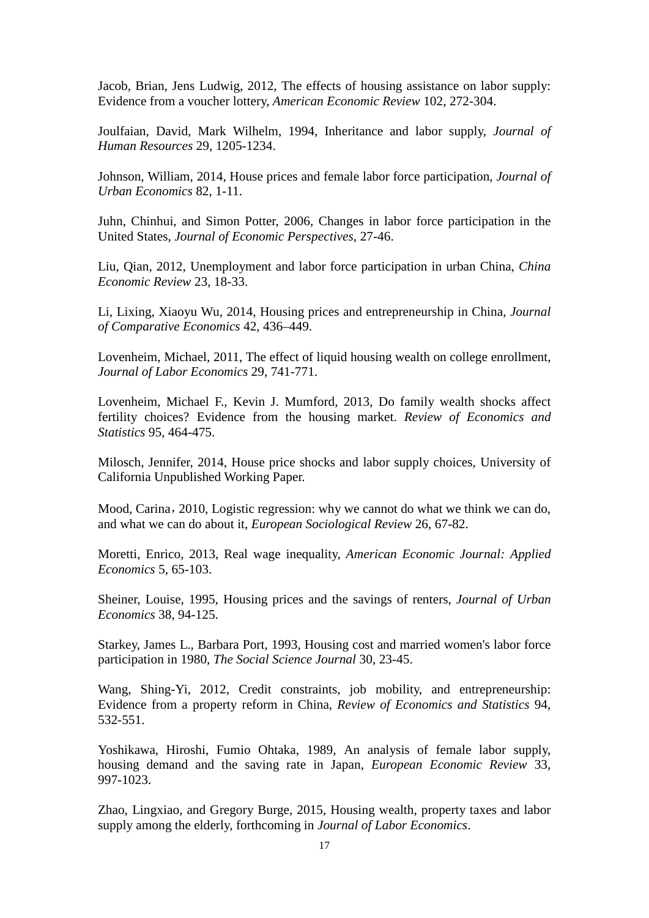Jacob, Brian, Jens Ludwig, 2012, The effects of housing assistance on labor supply: Evidence from a voucher lottery, *American Economic Review* 102, 272-304.

Joulfaian, David, Mark Wilhelm, 1994, Inheritance and labor supply, *Journal of Human Resources* 29, 1205-1234.

Johnson, William, 2014, House prices and female labor force participation, *Journal of Urban Economics* 82, 1-11.

Juhn, Chinhui, and Simon Potter, 2006, Changes in labor force participation in the United States, *Journal of Economic Perspectives*, 27-46.

Liu, Qian, 2012, Unemployment and labor force participation in urban China, *China Economic Review* 23, 18-33.

Li, Lixing, Xiaoyu Wu, 2014, Housing prices and entrepreneurship in China, *Journal of Comparative Economics* 42, 436–449.

Lovenheim, Michael, 2011, The effect of liquid housing wealth on college enrollment, *Journal of Labor Economics* 29, 741-771.

Lovenheim, Michael F., Kevin J. Mumford, 2013, Do family wealth shocks affect fertility choices? Evidence from the housing market. *Review of Economics and Statistics* 95, 464-475.

Milosch, Jennifer, 2014, House price shocks and labor supply choices, University of California Unpublished Working Paper.

Mood, Carina，2010, Logistic regression: why we cannot do what we think we can do, and what we can do about it, *European Sociological Review* 26, 67-82.

Moretti, Enrico, 2013, Real wage inequality, *American Economic Journal: Applied Economics* 5, 65-103.

Sheiner, Louise, 1995, Housing prices and the savings of renters, *Journal of Urban Economics* 38, 94-125.

Starkey, James L., Barbara Port, 1993, Housing cost and married women's labor force participation in 1980, *The Social Science Journal* 30, 23-45.

Wang, Shing-Yi, 2012, Credit constraints, job mobility, and entrepreneurship: Evidence from a property reform in China, *Review of Economics and Statistics* 94, 532-551.

Yoshikawa, Hiroshi, Fumio Ohtaka, 1989, An analysis of female labor supply, housing demand and the saving rate in Japan, *European Economic Review* 33, 997-1023.

Zhao, Lingxiao, and Gregory Burge, 2015, Housing wealth, property taxes and labor supply among the elderly, forthcoming in *Journal of Labor Economics*.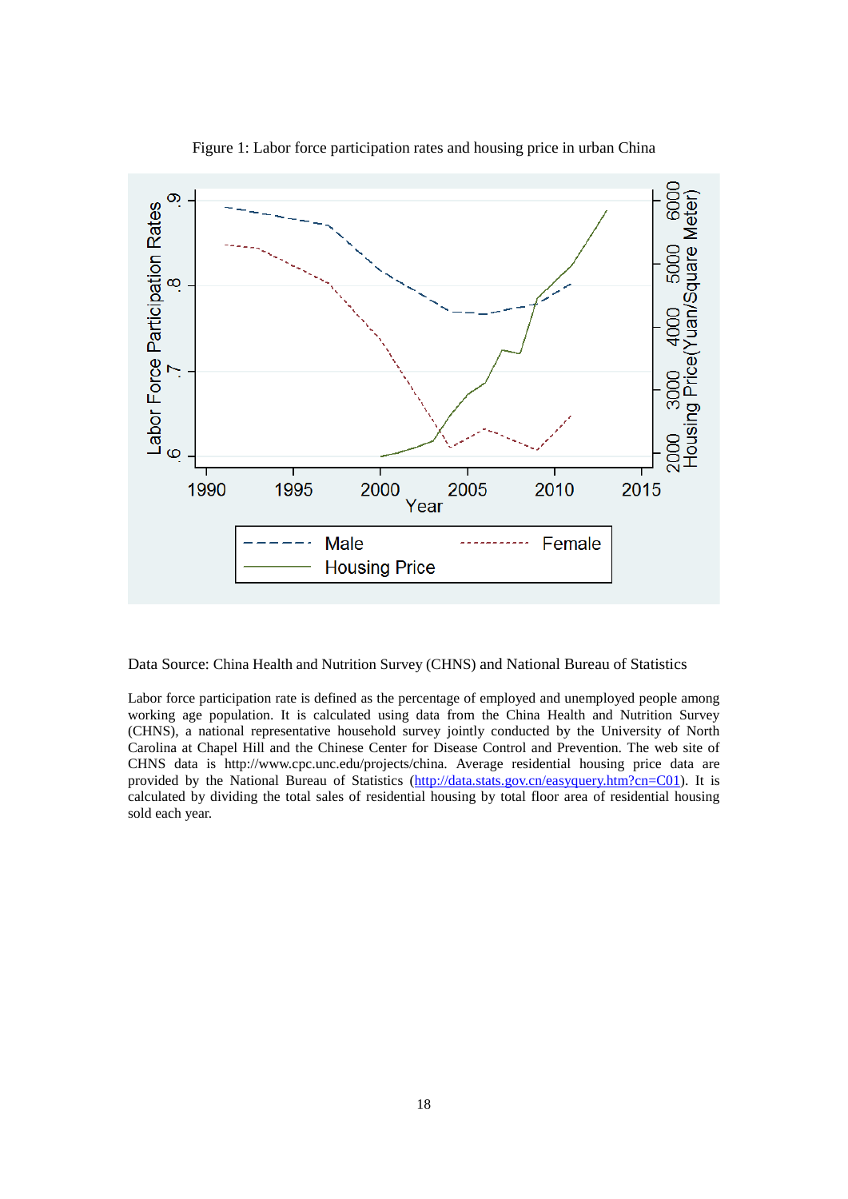Figure 1: Labor force participation rates and housing price in urban China

Data Source: China Health and Nutrition Survey (CHNS) and National Bureau of Statistics

Labor force participation rate is defined as the percentage of employed and unemployed people among working age population. It is calculated using data from the China Health and Nutrition Survey (CHNS), a national representative household survey jointly conducted by the University of North Carolina at Chapel Hill and the Chinese Center for Disease Control and Prevention. The web site of CHNS data is http://www.cpc.unc.edu/projects/china. Average residential housing price data are provided by the National Bureau of Statistics (http://data.stats.gov.cn/easyquery.htm?cn=C01). It is calculated by dividing the total sales of residential housing by total floor area of residential housing sold each year.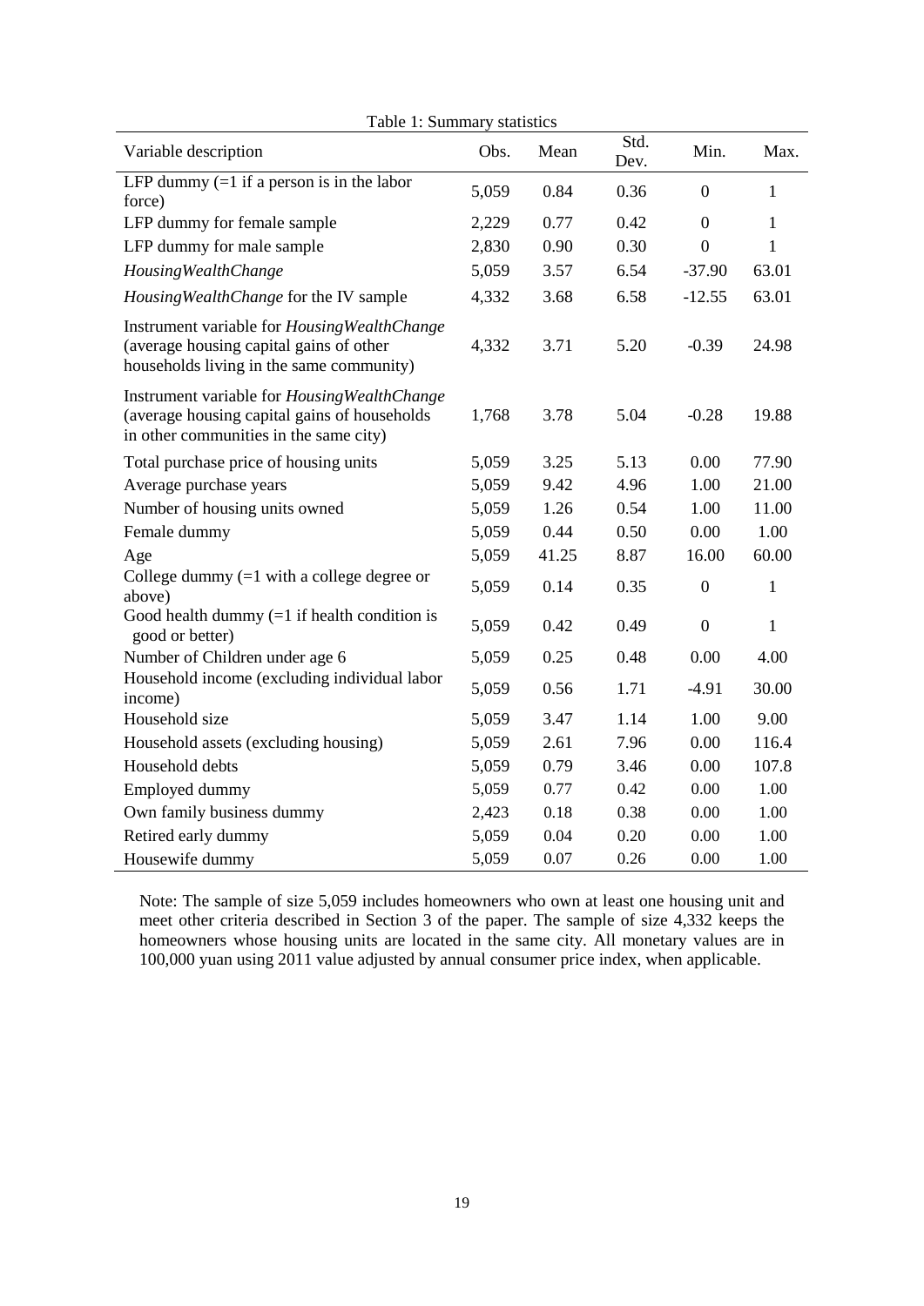Table 1: Summary statistics

| Variable description | Obs. | Mean | Std. Dev. | Min. | Max. |
|---|---|---|---|---|---|
| LFP dummy (=1 if a person is in the labor force) | 5,059 | 0.84 | 0.36 | 0 | 1 |
| LFP dummy for female sample | 2,229 | 0.77 | 0.42 | 0 | 1 |
| LFP dummy for male sample | 2,830 | 0.90 | 0.30 | 0 | 1 |
| *HousingWealthChange* | 5,059 | 3.57 | 6.54 | -37.90 | 63.01 |
| *HousingWealthChange* for the IV sample | 4,332 | 3.68 | 6.58 | -12.55 | 63.01 |
| Instrument variable for *HousingWealthChange* (average housing capital gains of other households living in the same community) | 4,332 | 3.71 | 5.20 | -0.39 | 24.98 |
| Instrument variable for *HousingWealthChange* (average housing capital gains of households in other communities in the same city) | 1,768 | 3.78 | 5.04 | -0.28 | 19.88 |
| Total purchase price of housing units | 5,059 | 3.25 | 5.13 | 0.00 | 77.90 |
| Average purchase years | 5,059 | 9.42 | 4.96 | 1.00 | 21.00 |
| Number of housing units owned | 5,059 | 1.26 | 0.54 | 1.00 | 11.00 |
| Female dummy | 5,059 | 0.44 | 0.50 | 0.00 | 1.00 |
| Age | 5,059 | 41.25 | 8.87 | 16.00 | 60.00 |
| College dummy (=1 with a college degree or above) | 5,059 | 0.14 | 0.35 | 0 | 1 |
| Good health dummy (=1 if health condition is good or better) | 5,059 | 0.42 | 0.49 | 0 | 1 |
| Number of Children under age 6 | 5,059 | 0.25 | 0.48 | 0.00 | 4.00 |
| Household income (excluding individual labor income) | 5,059 | 0.56 | 1.71 | -4.91 | 30.00 |
| Household size | 5,059 | 3.47 | 1.14 | 1.00 | 9.00 |
| Household assets (excluding housing) | 5,059 | 2.61 | 7.96 | 0.00 | 116.4 |
| Household debts | 5,059 | 0.79 | 3.46 | 0.00 | 107.8 |
| Employed dummy | 5,059 | 0.77 | 0.42 | 0.00 | 1.00 |
| Own family business dummy | 2,423 | 0.18 | 0.38 | 0.00 | 1.00 |
| Retired early dummy | 5,059 | 0.04 | 0.20 | 0.00 | 1.00 |
| Housewife dummy | 5,059 | 0.07 | 0.26 | 0.00 | 1.00 |

Note: The sample of size 5,059 includes homeowners who own at least one housing unit and meet other criteria described in Section 3 of the paper. The sample of size 4,332 keeps the homeowners whose housing units are located in the same city. All monetary values are in 100,000 yuan using 2011 value adjusted by annual consumer price index, when applicable.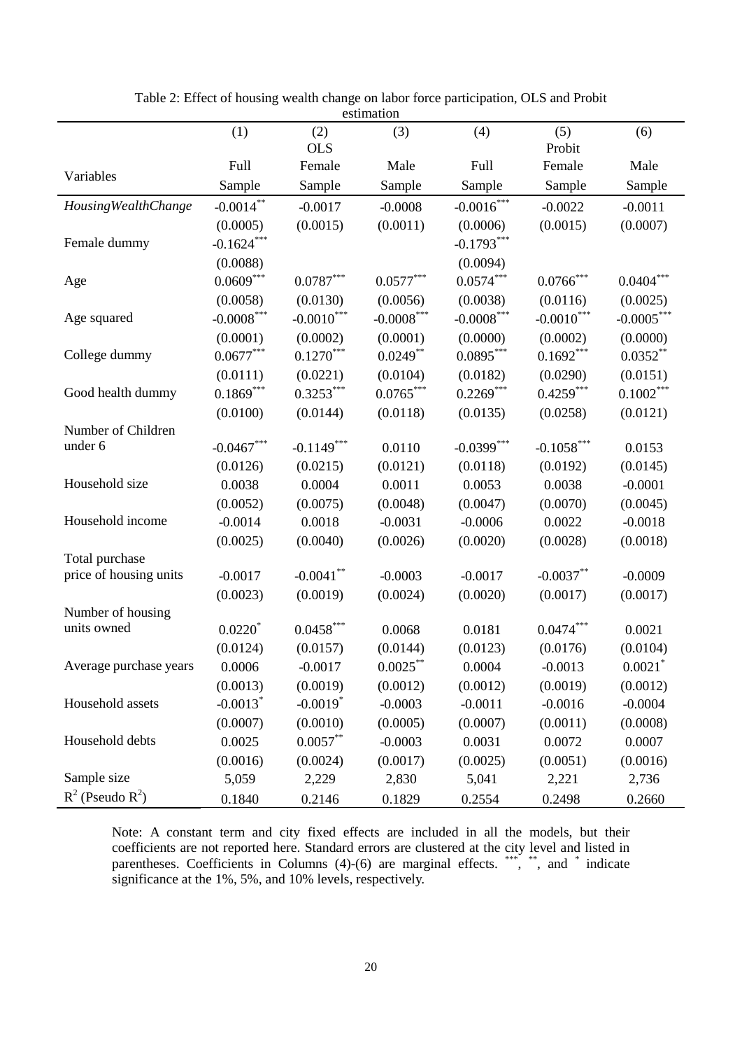Table 2: Effect of housing wealth change on labor force participation, OLS and Probit estimation

| Variables | (1) | (2) OLS | (3) | (4) | (5) Probit | (6) |
|---|---|---|---|---|---|---|
| | Full Sample | Female Sample | Male Sample | Full Sample | Female Sample | Male Sample |
| *HousingWealthChange* | -0.0014** | -0.0017 | -0.0008 | -0.0016*** | -0.0022 | -0.0011 |
| | (0.0005) | (0.0015) | (0.0011) | (0.0006) | (0.0015) | (0.0007) |
| Female dummy | -0.1624*** | | | -0.1793*** | | |
| | (0.0088) | | | (0.0094) | | |
| Age | 0.0609*** | 0.0787*** | 0.0577*** | 0.0574*** | 0.0766*** | 0.0404*** |
| | (0.0058) | (0.0130) | (0.0056) | (0.0038) | (0.0116) | (0.0025) |
| Age squared | -0.0008*** | -0.0010*** | -0.0008*** | -0.0008*** | -0.0010*** | -0.0005*** |
| | (0.0001) | (0.0002) | (0.0001) | (0.0000) | (0.0002) | (0.0000) |
| College dummy | 0.0677*** | 0.1270*** | 0.0249** | 0.0895*** | 0.1692*** | 0.0352** |
| | (0.0111) | (0.0221) | (0.0104) | (0.0182) | (0.0290) | (0.0151) |
| Good health dummy | 0.1869*** | 0.3253*** | 0.0765*** | 0.2269*** | 0.4259*** | 0.1002*** |
| | (0.0100) | (0.0144) | (0.0118) | (0.0135) | (0.0258) | (0.0121) |
| Number of Children under 6 | -0.0467*** | -0.1149*** | 0.0110 | -0.0399*** | -0.1058*** | 0.0153 |
| | (0.0126) | (0.0215) | (0.0121) | (0.0118) | (0.0192) | (0.0145) |
| Household size | 0.0038 | 0.0004 | 0.0011 | 0.0053 | 0.0038 | -0.0001 |
| | (0.0052) | (0.0075) | (0.0048) | (0.0047) | (0.0070) | (0.0045) |
| Household income | -0.0014 | 0.0018 | -0.0031 | -0.0006 | 0.0022 | -0.0018 |
| | (0.0025) | (0.0040) | (0.0026) | (0.0020) | (0.0028) | (0.0018) |
| Total purchase price of housing units | -0.0017 | -0.0041** | -0.0003 | -0.0017 | -0.0037** | -0.0009 |
| | (0.0023) | (0.0019) | (0.0024) | (0.0020) | (0.0017) | (0.0017) |
| Number of housing units owned | 0.0220* | 0.0458*** | 0.0068 | 0.0181 | 0.0474*** | 0.0021 |
| | (0.0124) | (0.0157) | (0.0144) | (0.0123) | (0.0176) | (0.0104) |
| Average purchase years | 0.0006 | -0.0017 | 0.0025** | 0.0004 | -0.0013 | 0.0021* |
| | (0.0013) | (0.0019) | (0.0012) | (0.0012) | (0.0019) | (0.0012) |
| Household assets | -0.0013* | -0.0019* | -0.0003 | -0.0011 | -0.0016 | -0.0004 |
| | (0.0007) | (0.0010) | (0.0005) | (0.0007) | (0.0011) | (0.0008) |
| Household debts | 0.0025 | 0.0057** | -0.0003 | 0.0031 | 0.0072 | 0.0007 |
| | (0.0016) | (0.0024) | (0.0017) | (0.0025) | (0.0051) | (0.0016) |
| Sample size | 5,059 | 2,229 | 2,830 | 5,041 | 2,221 | 2,736 |
| $R^2$ (Pseudo $R^2$) | 0.1840 | 0.2146 | 0.1829 | 0.2554 | 0.2498 | 0.2660 |

Note: A constant term and city fixed effects are included in all the models, but their coefficients are not reported here. Standard errors are clustered at the city level and listed in parentheses. Coefficients in Columns (4)-(6) are marginal effects. ***, **, and * indicate significance at the 1%, 5%, and 10% levels, respectively.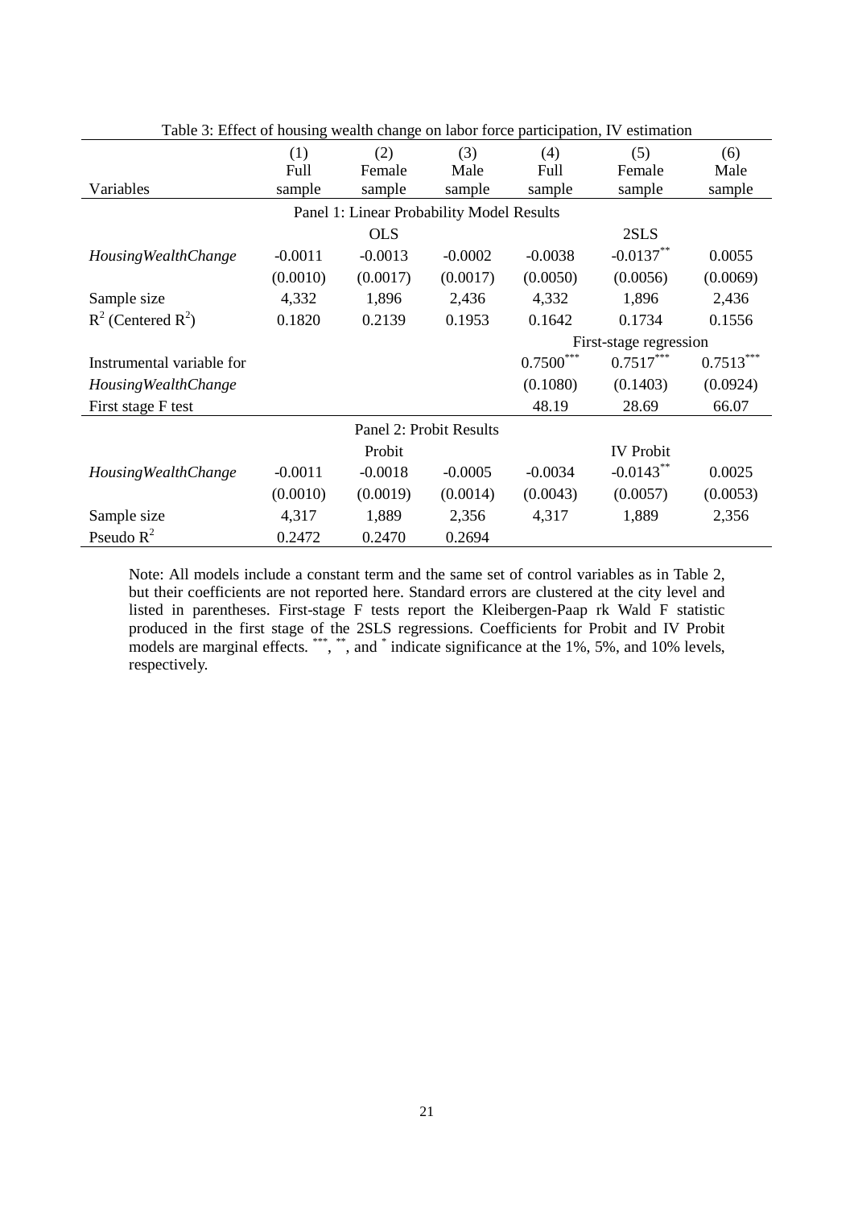Table 3: Effect of housing wealth change on labor force participation, IV estimation

| Variables | (1) Full sample | (2) Female sample | (3) Male sample | (4) Full sample | (5) Female sample | (6) Male sample |
|---|---|---|---|---|---|---|
| | | | Panel 1: Linear Probability Model Results | | | |
| | | OLS | | | 2SLS | |
| *HousingWealthChange* | -0.0011 | -0.0013 | -0.0002 | -0.0038 | -0.0137** | 0.0055 |
| | (0.0010) | (0.0017) | (0.0017) | (0.0050) | (0.0056) | (0.0069) |
| Sample size | 4,332 | 1,896 | 2,436 | 4,332 | 1,896 | 2,436 |
| $R^2$ (Centered $R^2$) | 0.1820 | 0.2139 | 0.1953 | 0.1642 | 0.1734 | 0.1556 |
| | | | | | First-stage regression | |
| Instrumental variable for | | | | 0.7500*** | 0.7517*** | 0.7513*** |
| *HousingWealthChange* | | | | (0.1080) | (0.1403) | (0.0924) |
| First stage F test | | | | 48.19 | 28.69 | 66.07 |
| | | | Panel 2: Probit Results | | | |
| | | Probit | | | IV Probit | |
| *HousingWealthChange* | -0.0011 | -0.0018 | -0.0005 | -0.0034 | -0.0143** | 0.0025 |
| | (0.0010) | (0.0019) | (0.0014) | (0.0043) | (0.0057) | (0.0053) |
| Sample size | 4,317 | 1,889 | 2,356 | 4,317 | 1,889 | 2,356 |
| Pseudo $R^2$ | 0.2472 | 0.2470 | 0.2694 | | | |

Note: All models include a constant term and the same set of control variables as in Table 2, but their coefficients are not reported here. Standard errors are clustered at the city level and listed in parentheses. First-stage F tests report the Kleibergen-Paap rk Wald F statistic produced in the first stage of the 2SLS regressions. Coefficients for Probit and IV Probit models are marginal effects. ***, **, and * indicate significance at the 1%, 5%, and 10% levels, respectively.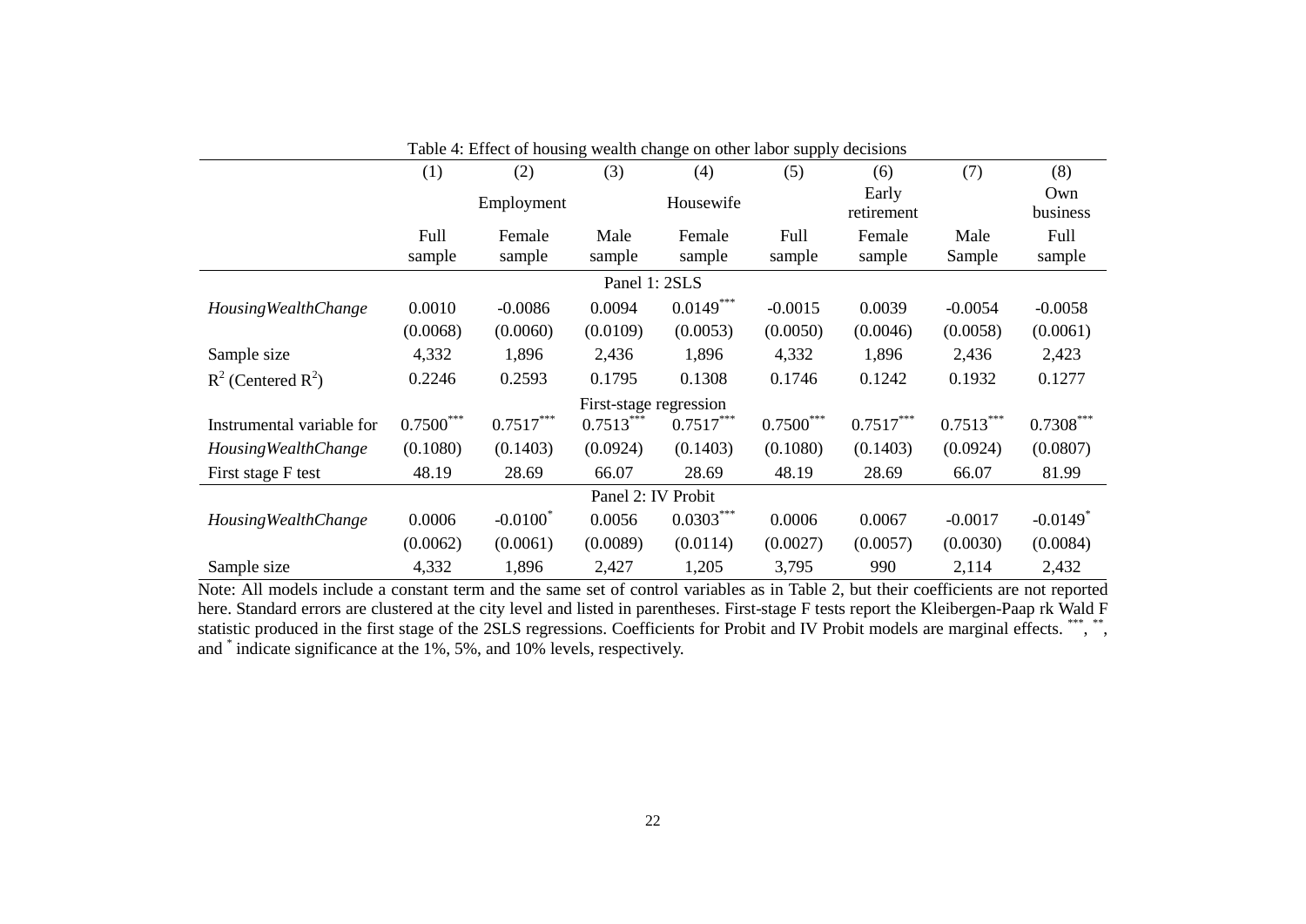Table 4: Effect of housing wealth change on other labor supply decisions

| | (1) | (2) | (3) | (4) | (5) | (6) | (7) | (8) |
|---|---|---|---|---|---|---|---|---|
| | | Employment | | Housewife | | Early retirement | | Own business |
| | Full sample | Female sample | Male sample | Female sample | Full sample | Female sample | Male Sample | Full sample |
| | | | | Panel 1: 2SLS | | | | |
| *HousingWealthChange* | 0.0010 | -0.0086 | 0.0094 | 0.0149*** | -0.0015 | 0.0039 | -0.0054 | -0.0058 |
| | (0.0068) | (0.0060) | (0.0109) | (0.0053) | (0.0050) | (0.0046) | (0.0058) | (0.0061) |
| Sample size | 4,332 | 1,896 | 2,436 | 1,896 | 4,332 | 1,896 | 2,436 | 2,423 |
| $R^2$ (Centered $R^2$) | 0.2246 | 0.2593 | 0.1795 | 0.1308 | 0.1746 | 0.1242 | 0.1932 | 0.1277 |
| | | | | First-stage regression | | | | |
| Instrumental variable for | 0.7500*** | 0.7517*** | 0.7513*** | 0.7517*** | 0.7500*** | 0.7517*** | 0.7513*** | 0.7308*** |
| *HousingWealthChange* | (0.1080) | (0.1403) | (0.0924) | (0.1403) | (0.1080) | (0.1403) | (0.0924) | (0.0807) |
| First stage F test | 48.19 | 28.69 | 66.07 | 28.69 | 48.19 | 28.69 | 66.07 | 81.99 |
| | | | | Panel 2: IV Probit | | | | |
| *HousingWealthChange* | 0.0006 | -0.0100* | 0.0056 | 0.0303*** | 0.0006 | 0.0067 | -0.0017 | -0.0149* |
| | (0.0062) | (0.0061) | (0.0089) | (0.0114) | (0.0027) | (0.0057) | (0.0030) | (0.0084) |
| Sample size | 4,332 | 1,896 | 2,427 | 1,205 | 3,795 | 990 | 2,114 | 2,432 |

Note: All models include a constant term and the same set of control variables as in Table 2, but their coefficients are not reported here. Standard errors are clustered at the city level and listed in parentheses. First-stage F tests report the Kleibergen-Paap rk Wald F statistic produced in the first stage of the 2SLS regressions. Coefficients for Probit and IV Probit models are marginal effects. ***, **, and * indicate significance at the 1%, 5%, and 10% levels, respectively.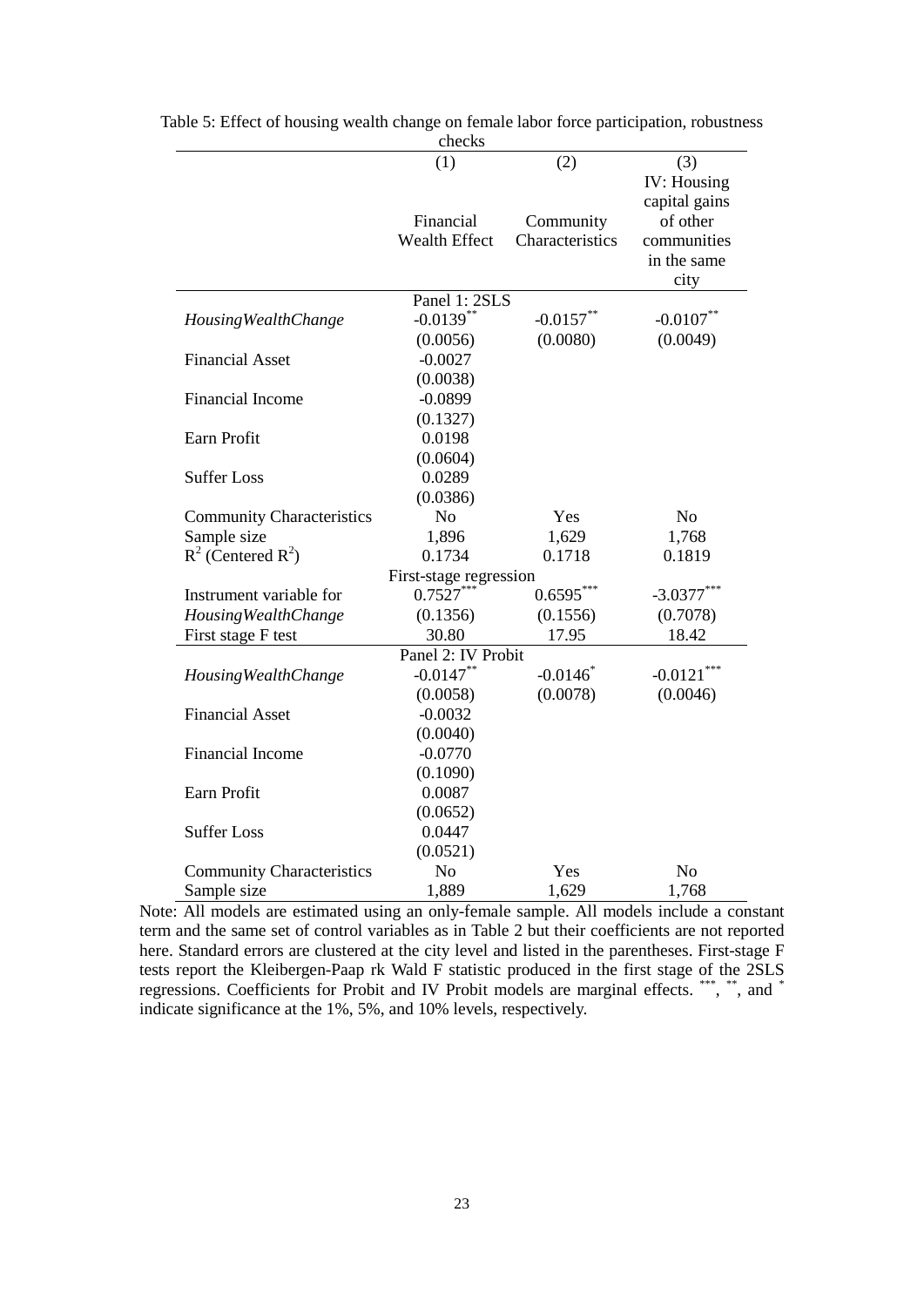Table 5: Effect of housing wealth change on female labor force participation, robustness checks

| | (1) | (2) | (3) |
|---|---|---|---|
| | Financial Wealth Effect | Community Characteristics | IV: Housing capital gains of other communities in the same city |
| | Panel 1: 2SLS | | |
| *HousingWealthChange* | -0.0139** | -0.0157** | -0.0107** |
| | (0.0056) | (0.0080) | (0.0049) |
| Financial Asset | -0.0027 | | |
| | (0.0038) | | |
| Financial Income | -0.0899 | | |
| | (0.1327) | | |
| Earn Profit | 0.0198 | | |
| | (0.0604) | | |
| Suffer Loss | 0.0289 | | |
| | (0.0386) | | |
| Community Characteristics | No | Yes | No |
| Sample size | 1,896 | 1,629 | 1,768 |
| $R^2$ (Centered $R^2$) | 0.1734 | 0.1718 | 0.1819 |
| | First-stage regression | | |
| Instrument variable for | 0.7527*** | 0.6595*** | -3.0377*** |
| *HousingWealthChange* | (0.1356) | (0.1556) | (0.7078) |
| First stage F test | 30.80 | 17.95 | 18.42 |
| | Panel 2: IV Probit | | |
| *HousingWealthChange* | -0.0147** | -0.0146* | -0.0121*** |
| | (0.0058) | (0.0078) | (0.0046) |
| Financial Asset | -0.0032 | | |
| | (0.0040) | | |
| Financial Income | -0.0770 | | |
| | (0.1090) | | |
| Earn Profit | 0.0087 | | |
| | (0.0652) | | |
| Suffer Loss | 0.0447 | | |
| | (0.0521) | | |
| Community Characteristics | No | Yes | No |
| Sample size | 1,889 | 1,629 | 1,768 |

Note: All models are estimated using an only-female sample. All models include a constant term and the same set of control variables as in Table 2 but their coefficients are not reported here. Standard errors are clustered at the city level and listed in the parentheses. First-stage F tests report the Kleibergen-Paap rk Wald F statistic produced in the first stage of the 2SLS regressions. Coefficients for Probit and IV Probit models are marginal effects. ***, **, and * indicate significance at the 1%, 5%, and 10% levels, respectively.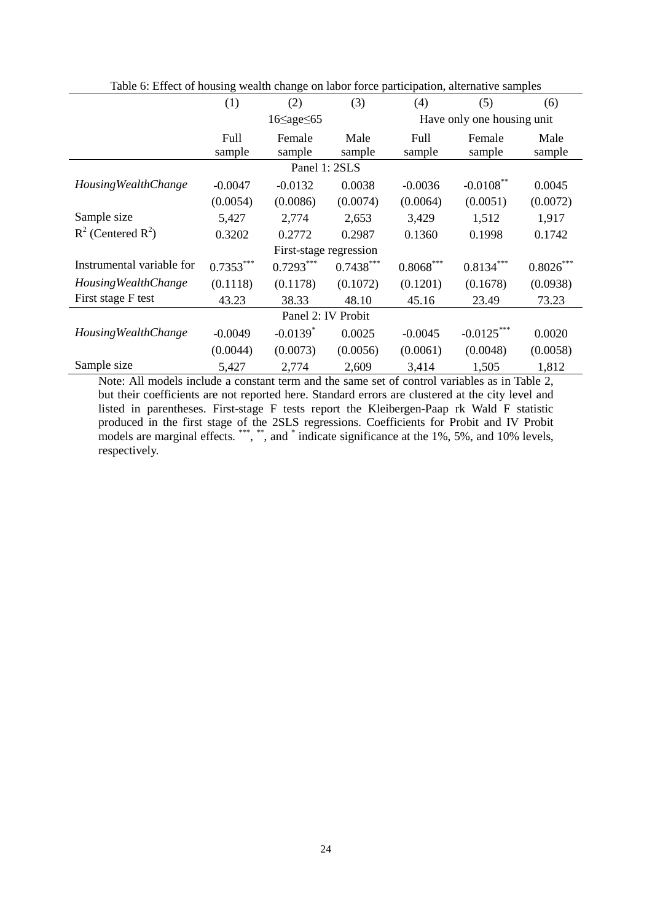Table 6: Effect of housing wealth change on labor force participation, alternative samples

| | (1) | (2) | (3) | (4) | (5) | (6) |
|---|---|---|---|---|---|---|
| | 16≤age≤65 | | | Have only one housing unit | | |
| | Full sample | Female sample | Male sample | Full sample | Female sample | Male sample |
| **Panel 1: 2SLS** | | | | | | |
| *HousingWealthChange* | -0.0047 | -0.0132 | 0.0038 | -0.0036 | -0.0108** | 0.0045 |
| | (0.0054) | (0.0086) | (0.0074) | (0.0064) | (0.0051) | (0.0072) |
| Sample size | 5,427 | 2,774 | 2,653 | 3,429 | 1,512 | 1,917 |
| $R^2$ (Centered $R^2$) | 0.3202 | 0.2772 | 0.2987 | 0.1360 | 0.1998 | 0.1742 |
| **First-stage regression** | | | | | | |
| Instrumental variable for *HousingWealthChange* | 0.7353*** | 0.7293*** | 0.7438*** | 0.8068*** | 0.8134*** | 0.8026*** |
| | (0.1118) | (0.1178) | (0.1072) | (0.1201) | (0.1678) | (0.0938) |
| First stage F test | 43.23 | 38.33 | 48.10 | 45.16 | 23.49 | 73.23 |
| **Panel 2: IV Probit** | | | | | | |
| *HousingWealthChange* | -0.0049 | -0.0139* | 0.0025 | -0.0045 | -0.0125*** | 0.0020 |
| | (0.0044) | (0.0073) | (0.0056) | (0.0061) | (0.0048) | (0.0058) |
| Sample size | 5,427 | 2,774 | 2,609 | 3,414 | 1,505 | 1,812 |

Note: All models include a constant term and the same set of control variables as in Table 2, but their coefficients are not reported here. Standard errors are clustered at the city level and listed in parentheses. First-stage F tests report the Kleibergen-Paap rk Wald F statistic produced in the first stage of the 2SLS regressions. Coefficients for Probit and IV Probit models are marginal effects. ***, **, and * indicate significance at the 1%, 5%, and 10% levels, respectively.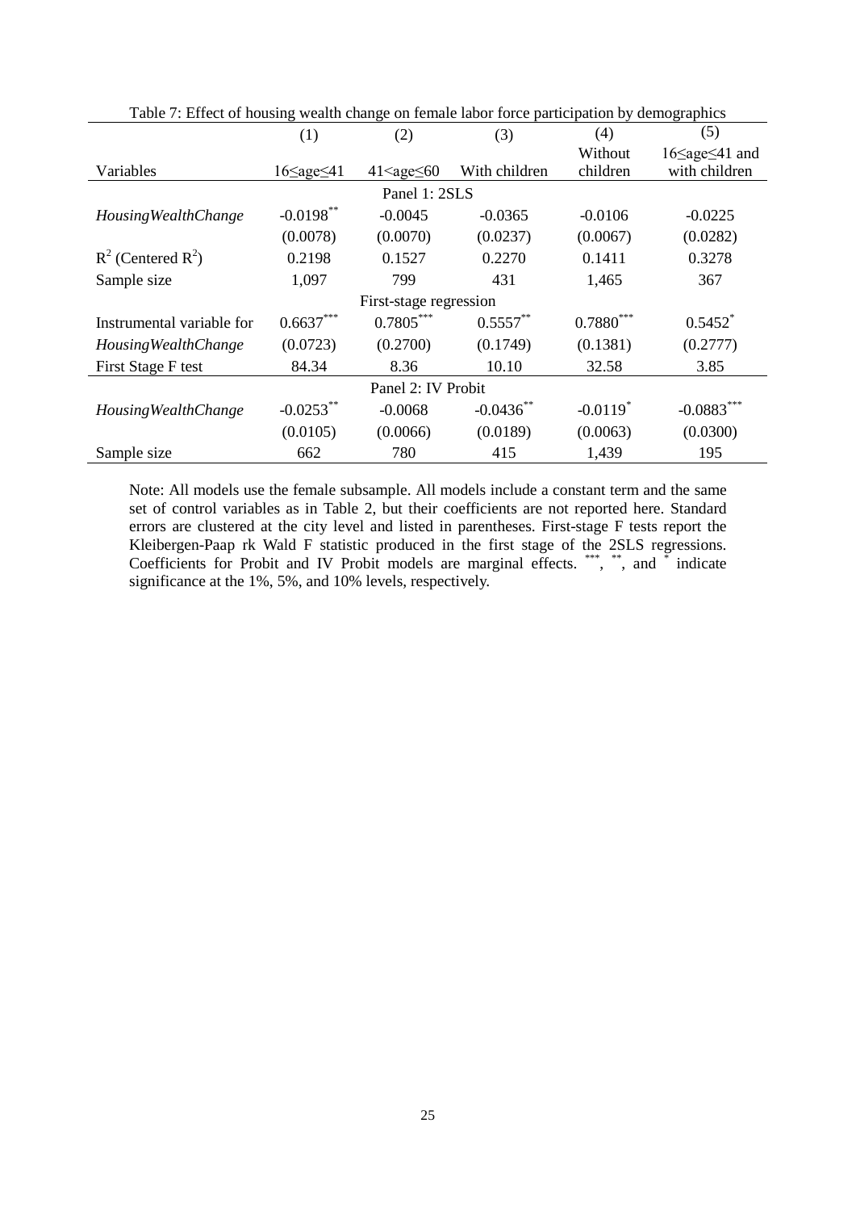Table 7: Effect of housing wealth change on female labor force participation by demographics

| Variables | (1)<br>16≤age≤41 | (2)<br>41<age≤60 | (3)<br>With children | (4)<br>Without children | (5)<br>16≤age≤41 and with children |
|---|---|---|---|---|---|
| | | | Panel 1: 2SLS | | |
| *HousingWealthChange* | -0.0198** | -0.0045 | -0.0365 | -0.0106 | -0.0225 |
| | (0.0078) | (0.0070) | (0.0237) | (0.0067) | (0.0282) |
| $R^2$ (Centered $R^2$) | 0.2198 | 0.1527 | 0.2270 | 0.1411 | 0.3278 |
| Sample size | 1,097 | 799 | 431 | 1,465 | 367 |
| | | | First-stage regression | | |
| Instrumental variable for | 0.6637*** | 0.7805*** | 0.5557** | 0.7880*** | 0.5452* |
| *HousingWealthChange* | (0.0723) | (0.2700) | (0.1749) | (0.1381) | (0.2777) |
| First Stage F test | 84.34 | 8.36 | 10.10 | 32.58 | 3.85 |
| | | | Panel 2: IV Probit | | |
| *HousingWealthChange* | -0.0253** | -0.0068 | -0.0436** | -0.0119* | -0.0883*** |
| | (0.0105) | (0.0066) | (0.0189) | (0.0063) | (0.0300) |
| Sample size | 662 | 780 | 415 | 1,439 | 195 |

Note: All models use the female subsample. All models include a constant term and the same set of control variables as in Table 2, but their coefficients are not reported here. Standard errors are clustered at the city level and listed in parentheses. First-stage F tests report the Kleibergen-Paap rk Wald F statistic produced in the first stage of the 2SLS regressions. Coefficients for Probit and IV Probit models are marginal effects. ***, **, and * indicate significance at the 1%, 5%, and 10% levels, respectively.